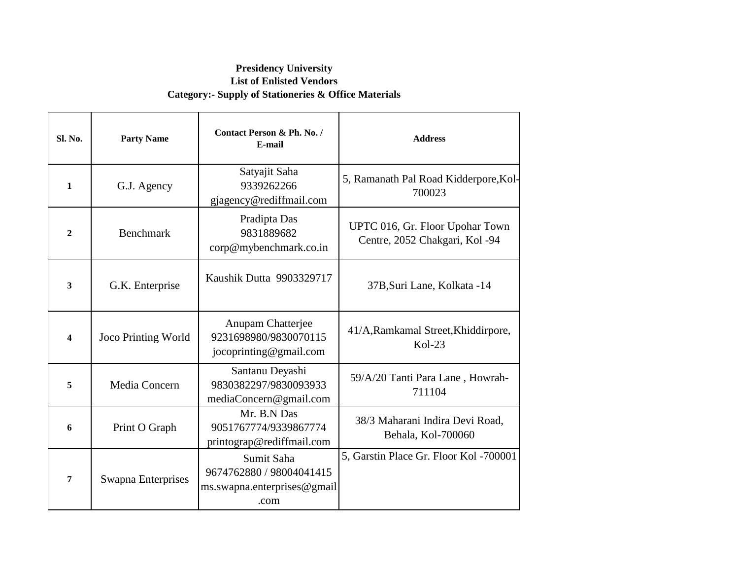**Presidency University**
**List of Enlisted Vendors**
**Category:- Supply of Stationeries & Office Materials**

| Sl. No. | Party Name | Contact Person & Ph. No. / E-mail | Address |
|---|---|---|---|
| **1** | G.J. Agency | Satyajit Saha 9339262266 gjagency@rediffmail.com | 5, Ramanath Pal Road Kidderpore,Kol-700023 |
| **2** | Benchmark | Pradipta Das 9831889682 corp@mybenchmark.co.in | UPTC 016, Gr. Floor Upohar Town Centre, 2052 Chakgari, Kol -94 |
| **3** | G.K. Enterprise | Kaushik Dutta 9903329717 | 37B,Suri Lane, Kolkata -14 |
| **4** | Joco Printing World | Anupam Chatterjee 9231698980/9830070115 jocoprinting@gmail.com | 41/A,Ramkamal Street,Khiddirpore, Kol-23 |
| **5** | Media Concern | Santanu Deyashi 9830382297/9830093933 mediaConcern@gmail.com | 59/A/20 Tanti Para Lane , Howrah-711104 |
| **6** | Print O Graph | Mr. B.N Das 9051767774/9339867774 printograp@rediffmail.com | 38/3 Maharani Indira Devi Road, Behala, Kol-700060 |
| **7** | Swapna Enterprises | Sumit Saha 9674762880 / 98004041415 ms.swapna.enterprises@gmail.com | 5, Garstin Place Gr. Floor Kol -700001 |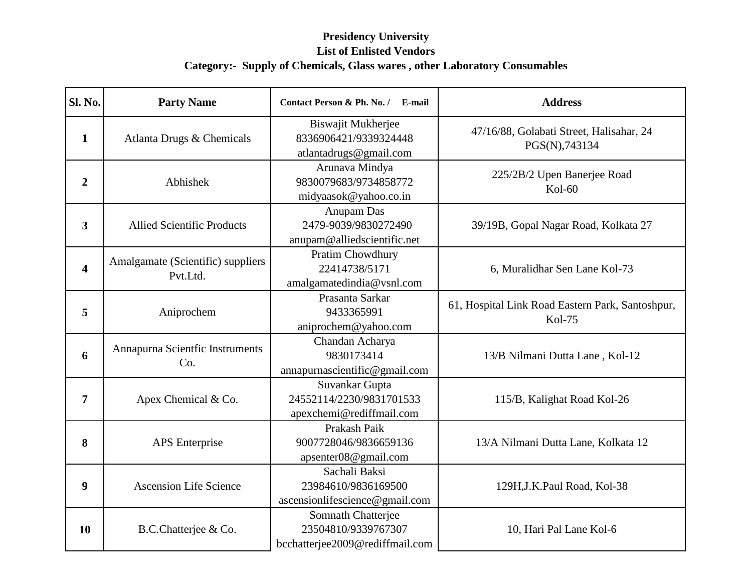**Presidency University**
**List of Enlisted Vendors**
**Category:- Supply of Chemicals, Glass wares , other Laboratory Consumables**

| Sl. No. | Party Name | Contact Person & Ph. No. / E-mail | Address |
|---|---|---|---|
| **1** | Atlanta Drugs & Chemicals | Biswajit Mukherjee 8336906421/9339324448 atlantadrugs@gmail.com | 47/16/88, Golabati Street, Halisahar, 24 PGS(N),743134 |
| **2** | Abhishek | Arunava Mindya 9830079683/9734858772 midyaasok@yahoo.co.in | 225/2B/2 Upen Banerjee Road Kol-60 |
| **3** | Allied Scientific Products | Anupam Das 2479-9039/9830272490 anupam@alliedscientific.net | 39/19B, Gopal Nagar Road, Kolkata 27 |
| **4** | Amalgamate (Scientific) suppliers Pvt.Ltd. | Pratim Chowdhury 22414738/5171 amalgamatedindia@vsnl.com | 6, Muralidhar Sen Lane Kol-73 |
| **5** | Aniprochem | Prasanta Sarkar 9433365991 aniprochem@yahoo.com | 61, Hospital Link Road Eastern Park, Santoshpur, Kol-75 |
| **6** | Annapurna Scientfic Instruments Co. | Chandan Acharya 9830173414 annapurnascientific@gmail.com | 13/B Nilmani Dutta Lane , Kol-12 |
| **7** | Apex Chemical & Co. | Suvankar Gupta 24552114/2230/9831701533 apexchemi@rediffmail.com | 115/B, Kalighat Road Kol-26 |
| **8** | APS Enterprise | Prakash Paik 9007728046/9836659136 apsenter08@gmail.com | 13/A Nilmani Dutta Lane, Kolkata 12 |
| **9** | Ascension Life Science | Sachali Baksi 23984610/9836169500 ascensionlifescience@gmail.com | 129H,J.K.Paul Road, Kol-38 |
| **10** | B.C.Chatterjee & Co. | Somnath Chatterjee 23504810/9339767307 bcchatterjee2009@rediffmail.com | 10, Hari Pal Lane Kol-6 |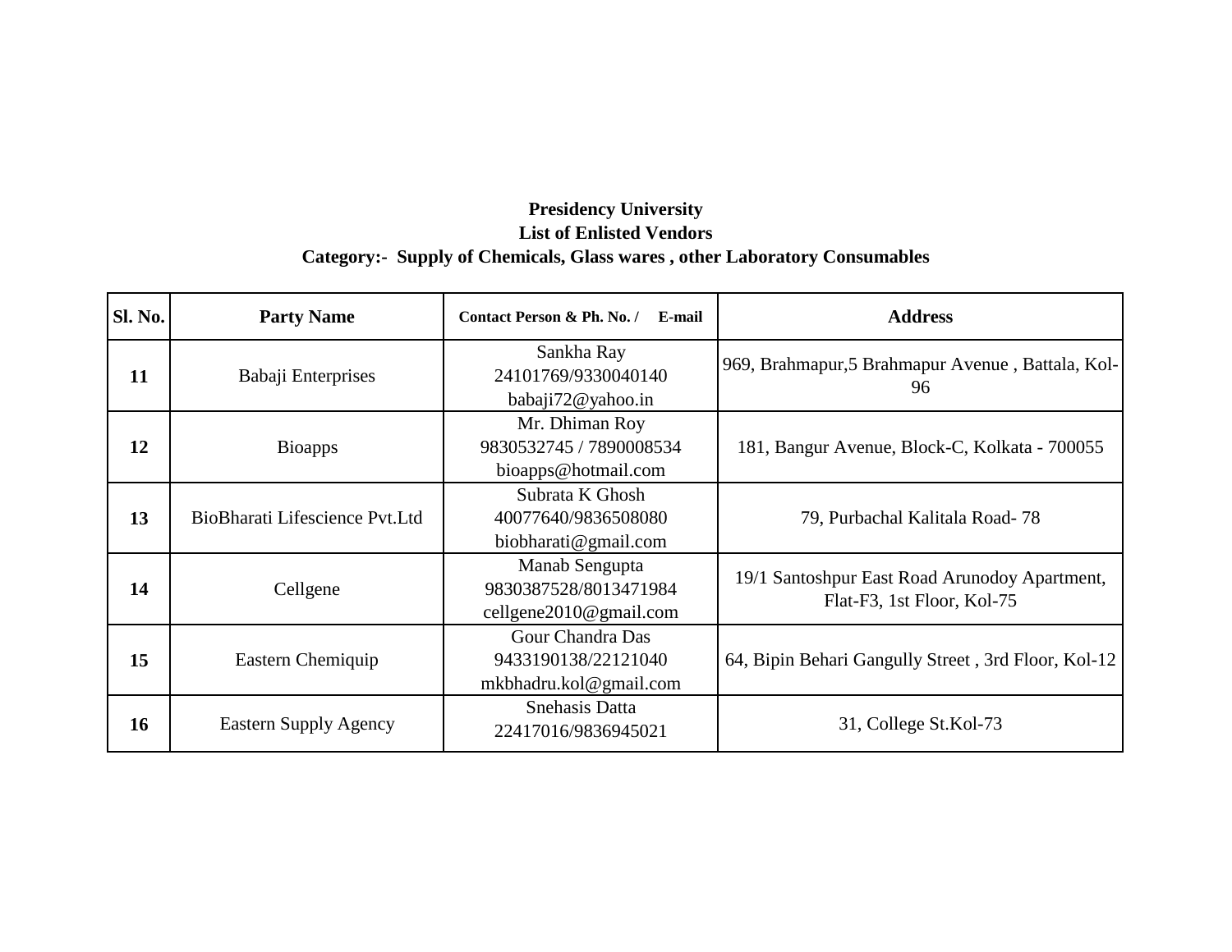**Presidency University**

**List of Enlisted Vendors**

**Category:- Supply of Chemicals, Glass wares , other Laboratory Consumables**

| Sl. No. | Party Name | Contact Person & Ph. No. / E-mail | Address |
|---|---|---|---|
| **11** | Babaji Enterprises | Sankha Ray 24101769/9330040140 babaji72@yahoo.in | 969, Brahmapur,5 Brahmapur Avenue , Battala, Kol-96 |
| **12** | Bioapps | Mr. Dhiman Roy 9830532745 / 7890008534 bioapps@hotmail.com | 181, Bangur Avenue, Block-C, Kolkata - 700055 |
| **13** | BioBharati Lifescience Pvt.Ltd | Subrata K Ghosh 40077640/9836508080 biobharati@gmail.com | 79, Purbachal Kalitala Road- 78 |
| **14** | Cellgene | Manab Sengupta 9830387528/8013471984 cellgene2010@gmail.com | 19/1 Santoshpur East Road Arunodoy Apartment, Flat-F3, 1st Floor, Kol-75 |
| **15** | Eastern Chemiquip | Gour Chandra Das 9433190138/22121040 mkbhadru.kol@gmail.com | 64, Bipin Behari Gangully Street , 3rd Floor, Kol-12 |
| **16** | Eastern Supply Agency | Snehasis Datta 22417016/9836945021 | 31, College St.Kol-73 |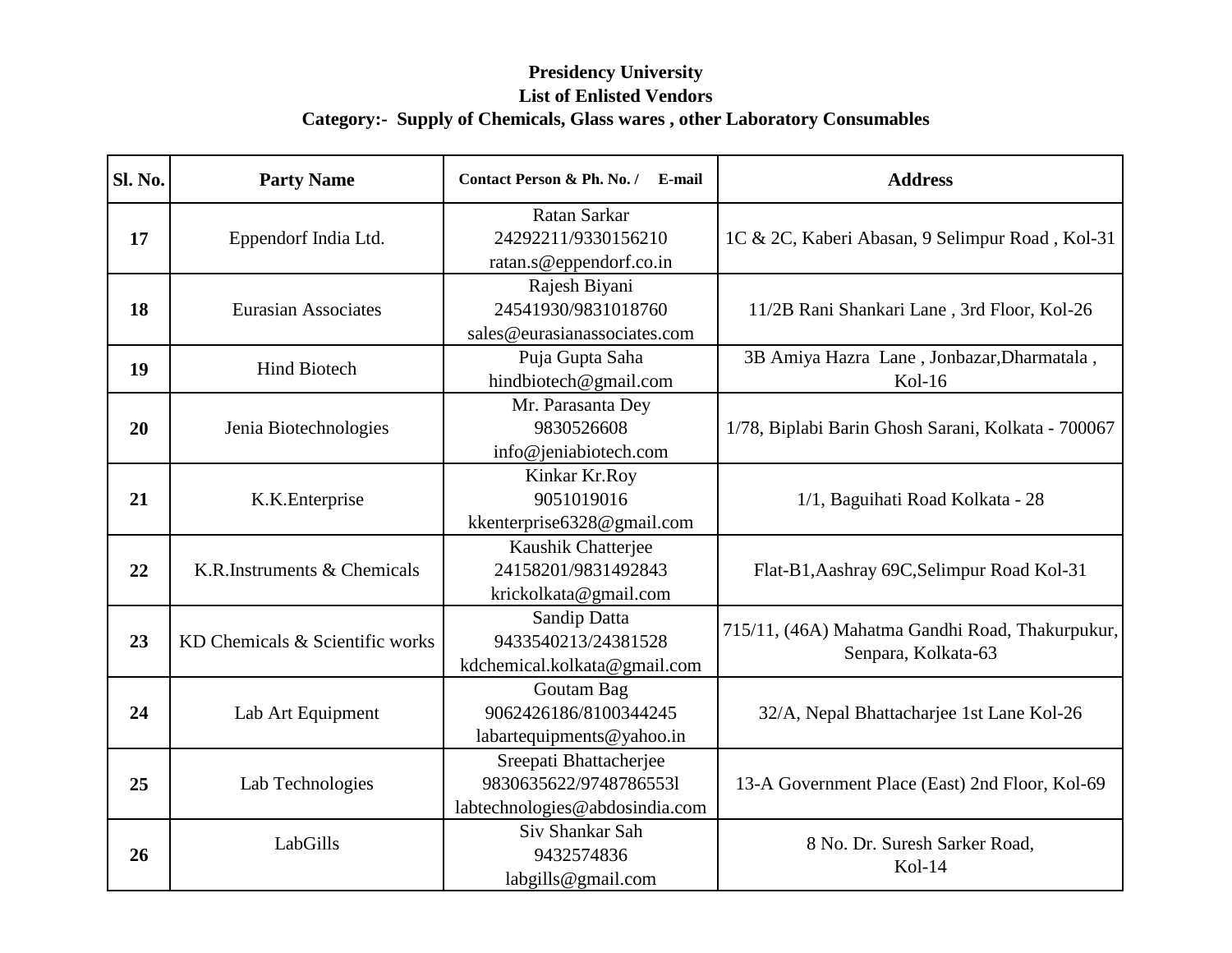**Presidency University**
**List of Enlisted Vendors**
**Category:- Supply of Chemicals, Glass wares , other Laboratory Consumables**

| Sl. No. | Party Name | Contact Person & Ph. No. / E-mail | Address |
|---|---|---|---|
| **17** | Eppendorf India Ltd. | Ratan Sarkar<br>24292211/9330156210<br>ratan.s@eppendorf.co.in | 1C & 2C, Kaberi Abasan, 9 Selimpur Road , Kol-31 |
| **18** | Eurasian Associates | Rajesh Biyani<br>24541930/9831018760<br>sales@eurasianassociates.com | 11/2B Rani Shankari Lane , 3rd Floor, Kol-26 |
| **19** | Hind Biotech | Puja Gupta Saha<br>hindbiotech@gmail.com | 3B Amiya Hazra Lane , Jonbazar,Dharmatala , Kol-16 |
| **20** | Jenia Biotechnologies | Mr. Parasanta Dey<br>9830526608<br>info@jeniabiotech.com | 1/78, Biplabi Barin Ghosh Sarani, Kolkata - 700067 |
| **21** | K.K.Enterprise | Kinkar Kr.Roy<br>9051019016<br>kkenterprise6328@gmail.com | 1/1, Baguihati Road Kolkata - 28 |
| **22** | K.R.Instruments & Chemicals | Kaushik Chatterjee<br>24158201/9831492843<br>krickolkata@gmail.com | Flat-B1,Aashray 69C,Selimpur Road Kol-31 |
| **23** | KD Chemicals & Scientific works | Sandip Datta<br>9433540213/24381528<br>kdchemical.kolkata@gmail.com | 715/11, (46A) Mahatma Gandhi Road, Thakurpukur, Senpara, Kolkata-63 |
| **24** | Lab Art Equipment | Goutam Bag<br>9062426186/8100344245<br>labartequipments@yahoo.in | 32/A, Nepal Bhattacharjee 1st Lane Kol-26 |
| **25** | Lab Technologies | Sreepati Bhattacherjee<br>9830635622/9748786553l<br>labtechnologies@abdosindia.com | 13-A Government Place (East) 2nd Floor, Kol-69 |
| **26** | LabGills | Siv Shankar Sah<br>9432574836<br>labgills@gmail.com | 8 No. Dr. Suresh Sarker Road,<br>Kol-14 |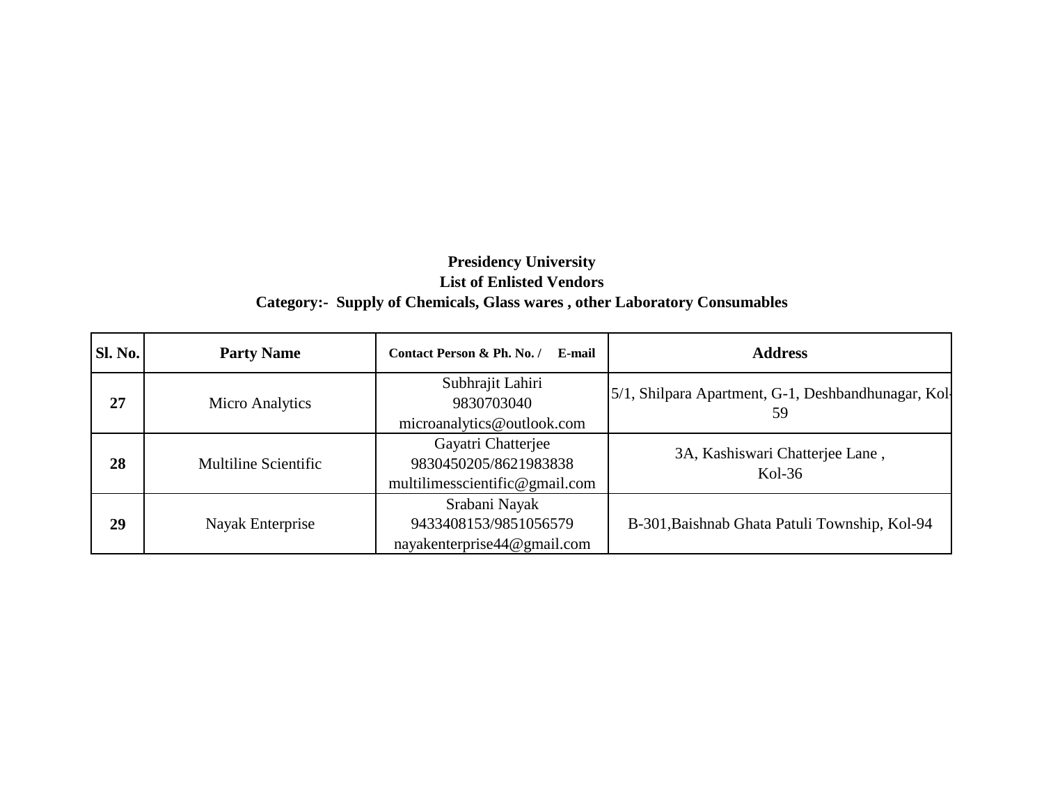**Presidency University**
**List of Enlisted Vendors**
**Category:- Supply of Chemicals, Glass wares , other Laboratory Consumables**

| Sl. No. | Party Name | Contact Person & Ph. No. / E-mail | Address |
|---|---|---|---|
| **27** | Micro Analytics | Subhrajit Lahiri<br>9830703040<br>microanalytics@outlook.com | 5/1, Shilpara Apartment, G-1, Deshbandhunagar, Kol-59 |
| **28** | Multiline Scientific | Gayatri Chatterjee<br>9830450205/8621983838<br>multilimesscientific@gmail.com | 3A, Kashiswari Chatterjee Lane ,<br>Kol-36 |
| **29** | Nayak Enterprise | Srabani Nayak<br>9433408153/9851056579<br>nayakenterprise44@gmail.com | B-301,Baishnab Ghata Patuli Township, Kol-94 |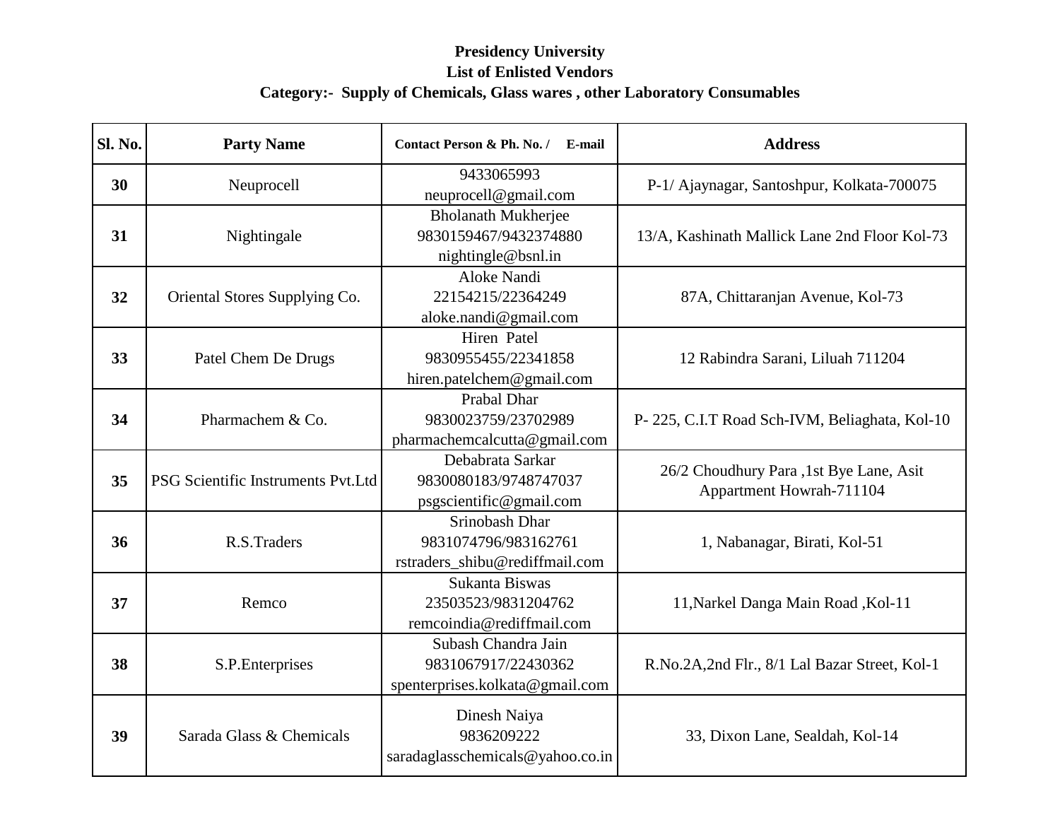**Presidency University**
**List of Enlisted Vendors**
**Category:- Supply of Chemicals, Glass wares , other Laboratory Consumables**

| Sl. No. | Party Name | Contact Person & Ph. No. / E-mail | Address |
|---|---|---|---|
| **30** | Neuprocell | 9433065993<br>neuprocell@gmail.com | P-1/ Ajaynagar, Santoshpur, Kolkata-700075 |
| **31** | Nightingale | Bholanath Mukherjee<br>9830159467/9432374880<br>nightingle@bsnl.in | 13/A, Kashinath Mallick Lane 2nd Floor Kol-73 |
| **32** | Oriental Stores Supplying Co. | Aloke Nandi<br>22154215/22364249<br>aloke.nandi@gmail.com | 87A, Chittaranjan Avenue, Kol-73 |
| **33** | Patel Chem De Drugs | Hiren Patel<br>9830955455/22341858<br>hiren.patelchem@gmail.com | 12 Rabindra Sarani, Liluah 711204 |
| **34** | Pharmachem & Co. | Prabal Dhar<br>9830023759/23702989<br>pharmachemcalcutta@gmail.com | P- 225, C.I.T Road Sch-IVM, Beliaghata, Kol-10 |
| **35** | PSG Scientific Instruments Pvt.Ltd | Debabrata Sarkar<br>9830080183/9748747037<br>psgscientific@gmail.com | 26/2 Choudhury Para ,1st Bye Lane, Asit Appartment Howrah-711104 |
| **36** | R.S.Traders | Srinobash Dhar<br>9831074796/983162761<br>rstraders_shibu@rediffmail.com | 1, Nabanagar, Birati, Kol-51 |
| **37** | Remco | Sukanta Biswas<br>23503523/9831204762<br>remcoindia@rediffmail.com | 11,Narkel Danga Main Road ,Kol-11 |
| **38** | S.P.Enterprises | Subash Chandra Jain<br>9831067917/22430362<br>spenterprises.kolkata@gmail.com | R.No.2A,2nd Flr., 8/1 Lal Bazar Street, Kol-1 |
| **39** | Sarada Glass & Chemicals | Dinesh Naiya<br>9836209222<br>saradaglasschemicals@yahoo.co.in | 33, Dixon Lane, Sealdah, Kol-14 |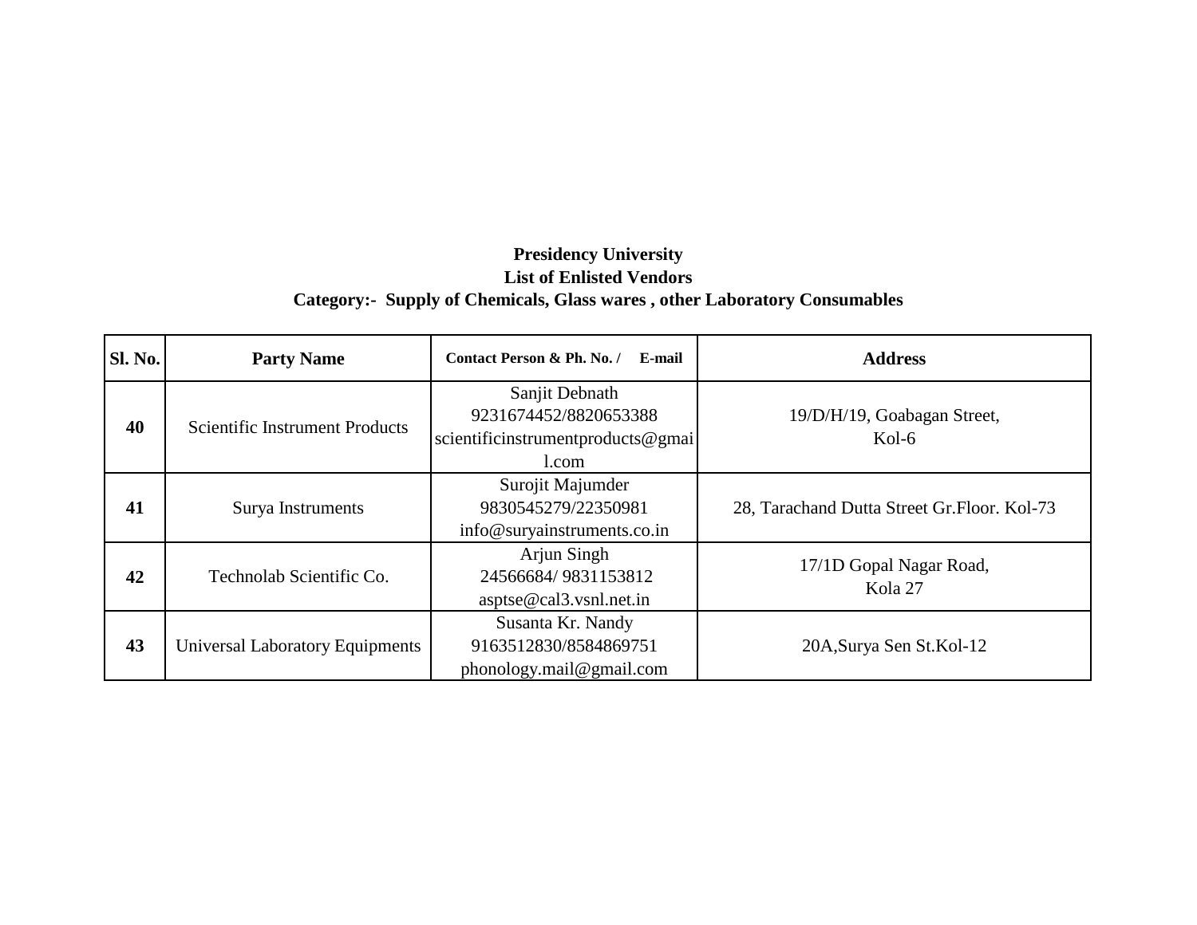**Presidency University**

**List of Enlisted Vendors**

**Category:- Supply of Chemicals, Glass wares , other Laboratory Consumables**

| Sl. No. | Party Name | Contact Person & Ph. No. / E-mail | Address |
|---|---|---|---|
| **40** | Scientific Instrument Products | Sanjit Debnath 9231674452/8820653388 scientificinstrumentproducts@gmail.com | 19/D/H/19, Goabagan Street, Kol-6 |
| **41** | Surya Instruments | Surojit Majumder 9830545279/22350981 info@suryainstruments.co.in | 28, Tarachand Dutta Street Gr.Floor. Kol-73 |
| **42** | Technolab Scientific Co. | Arjun Singh 24566684/ 9831153812 asptse@cal3.vsnl.net.in | 17/1D Gopal Nagar Road, Kola 27 |
| **43** | Universal Laboratory Equipments | Susanta Kr. Nandy 9163512830/8584869751 phonology.mail@gmail.com | 20A,Surya Sen St.Kol-12 |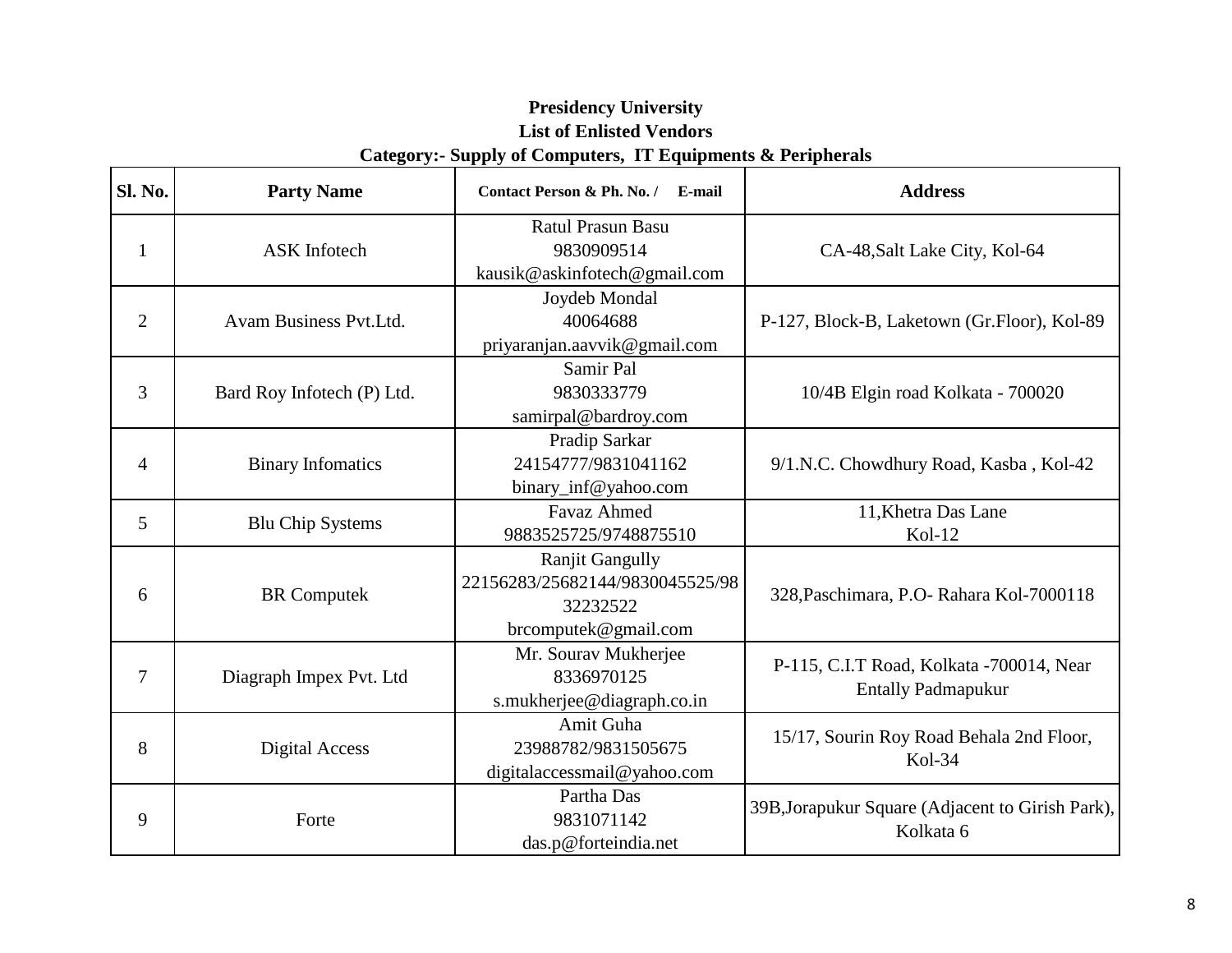**Presidency University**

**List of Enlisted Vendors**

**Category:- Supply of Computers, IT Equipments & Peripherals**

| Sl. No. | Party Name | Contact Person & Ph. No. / E-mail | Address |
|---|---|---|---|
| 1 | ASK Infotech | Ratul Prasun Basu<br>9830909514<br>kausik@askinfotech@gmail.com | CA-48,Salt Lake City, Kol-64 |
| 2 | Avam Business Pvt.Ltd. | Joydeb Mondal<br>40064688<br>priyaranjan.aavvik@gmail.com | P-127, Block-B, Laketown (Gr.Floor), Kol-89 |
| 3 | Bard Roy Infotech (P) Ltd. | Samir Pal<br>9830333779<br>samirpal@bardroy.com | 10/4B Elgin road Kolkata - 700020 |
| 4 | Binary Infomatics | Pradip Sarkar<br>24154777/9831041162<br>binary_inf@yahoo.com | 9/1.N.C. Chowdhury Road, Kasba , Kol-42 |
| 5 | Blu Chip Systems | Favaz Ahmed<br>9883525725/9748875510 | 11,Khetra Das Lane<br>Kol-12 |
| 6 | BR Computek | Ranjit Gangully<br>22156283/25682144/9830045525/9832232522<br>brcomputek@gmail.com | 328,Paschimara, P.O- Rahara Kol-7000118 |
| 7 | Diagraph Impex Pvt. Ltd | Mr. Sourav Mukherjee<br>8336970125<br>s.mukherjee@diagraph.co.in | P-115, C.I.T Road, Kolkata -700014, Near Entally Padmapukur |
| 8 | Digital Access | Amit Guha<br>23988782/9831505675<br>digitalaccessmail@yahoo.com | 15/17, Sourin Roy Road Behala 2nd Floor, Kol-34 |
| 9 | Forte | Partha Das<br>9831071142<br>das.p@forteindia.net | 39B,Jorapukur Square (Adjacent to Girish Park), Kolkata 6 |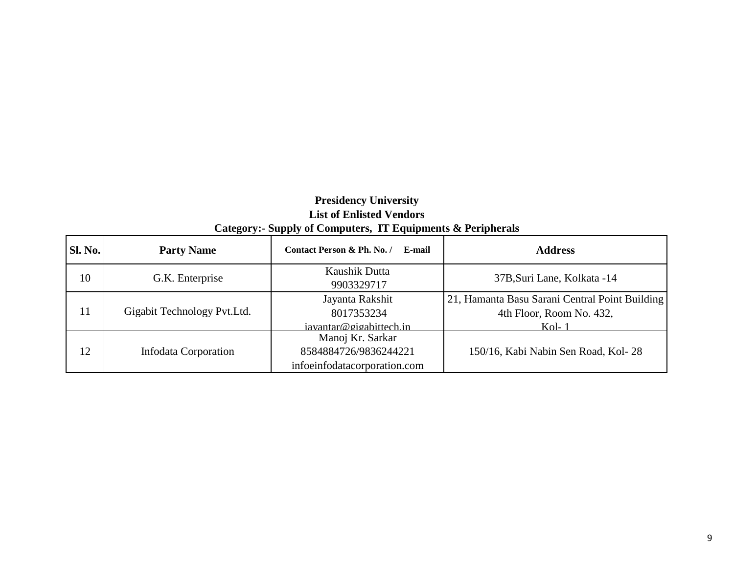**Presidency University**
**List of Enlisted Vendors**
**Category:- Supply of Computers, IT Equipments & Peripherals**

| Sl. No. | Party Name | Contact Person & Ph. No. / E-mail | Address |
|---|---|---|---|
| 10 | G.K. Enterprise | Kaushik Dutta 9903329717 | 37B,Suri Lane, Kolkata -14 |
| 11 | Gigabit Technology Pvt.Ltd. | Jayanta Rakshit 8017353234 jayantar@gigabittech.in | 21, Hamanta Basu Sarani Central Point Building 4th Floor, Room No. 432, Kol- 1 |
| 12 | Infodata Corporation | Manoj Kr. Sarkar 8584884726/9836244221 infoeinfodatacorporation.com | 150/16, Kabi Nabin Sen Road, Kol- 28 |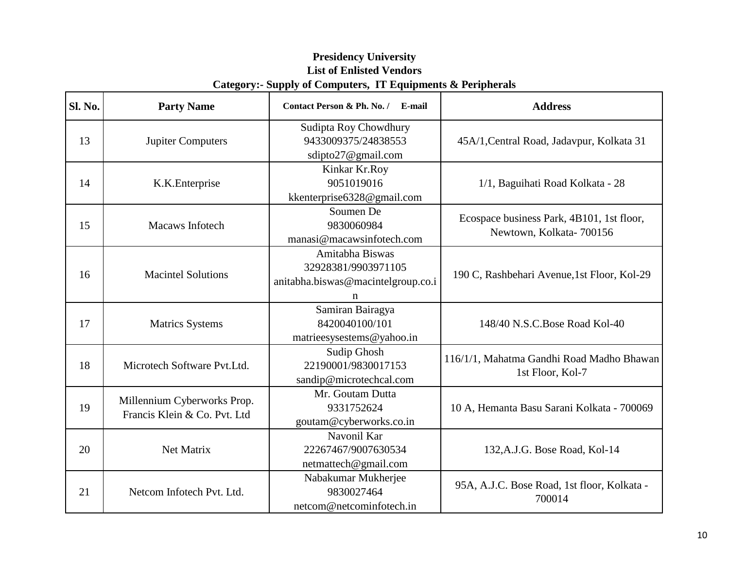**Presidency University**
**List of Enlisted Vendors**
**Category:- Supply of Computers, IT Equipments & Peripherals**

| Sl. No. | Party Name | Contact Person & Ph. No. / E-mail | Address |
|---|---|---|---|
| 13 | Jupiter Computers | Sudipta Roy Chowdhury 9433009375/24838553 sdipto27@gmail.com | 45A/1,Central Road, Jadavpur, Kolkata 31 |
| 14 | K.K.Enterprise | Kinkar Kr.Roy 9051019016 kkenterprise6328@gmail.com | 1/1, Baguihati Road Kolkata - 28 |
| 15 | Macaws Infotech | Soumen De 9830060984 manasi@macawsinfotech.com | Ecospace business Park, 4B101, 1st floor, Newtown, Kolkata- 700156 |
| 16 | Macintel Solutions | Amitabha Biswas 32928381/9903971105 anitabha.biswas@macintelgroup.co.in | 190 C, Rashbehari Avenue,1st Floor, Kol-29 |
| 17 | Matrics Systems | Samiran Bairagya 8420040100/101 matrieesysestems@yahoo.in | 148/40 N.S.C.Bose Road Kol-40 |
| 18 | Microtech Software Pvt.Ltd. | Sudip Ghosh 22190001/9830017153 sandip@microtechcal.com | 116/1/1, Mahatma Gandhi Road Madho Bhawan 1st Floor, Kol-7 |
| 19 | Millennium Cyberworks Prop. Francis Klein & Co. Pvt. Ltd | Mr. Goutam Dutta 9331752624 goutam@cyberworks.co.in | 10 A, Hemanta Basu Sarani Kolkata - 700069 |
| 20 | Net Matrix | Navonil Kar 22267467/9007630534 netmattech@gmail.com | 132,A.J.G. Bose Road, Kol-14 |
| 21 | Netcom Infotech Pvt. Ltd. | Nabakumar Mukherjee 9830027464 netcom@netcominfotech.in | 95A, A.J.C. Bose Road, 1st floor, Kolkata - 700014 |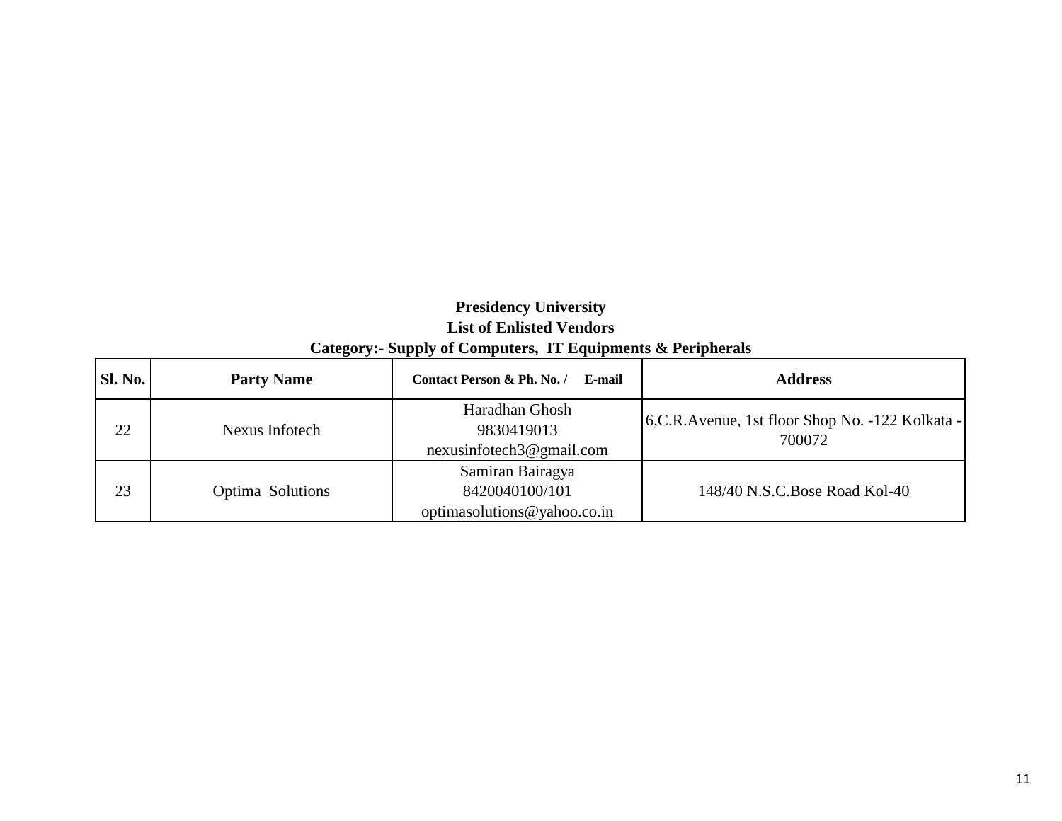**Presidency University**
**List of Enlisted Vendors**
**Category:- Supply of Computers, IT Equipments & Peripherals**

| Sl. No. | Party Name | Contact Person & Ph. No. / E-mail | Address |
|---|---|---|---|
| 22 | Nexus Infotech | Haradhan Ghosh 9830419013 nexusinfotech3@gmail.com | 6,C.R.Avenue, 1st floor Shop No. -122 Kolkata - 700072 |
| 23 | Optima Solutions | Samiran Bairagya 8420040100/101 optimasolutions@yahoo.co.in | 148/40 N.S.C.Bose Road Kol-40 |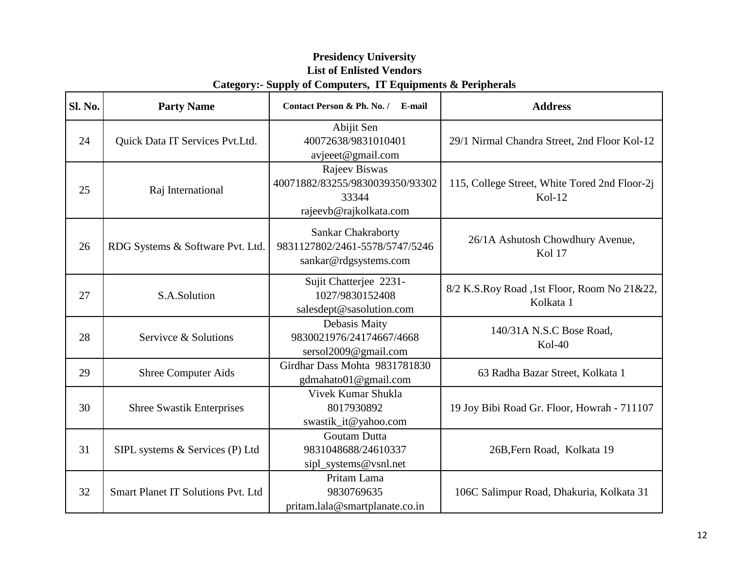**Presidency University**
**List of Enlisted Vendors**
**Category:- Supply of Computers, IT Equipments & Peripherals**

| Sl. No. | Party Name | Contact Person & Ph. No. / E-mail | Address |
|---|---|---|---|
| 24 | Quick Data IT Services Pvt.Ltd. | Abijit Sen 40072638/9831010401 avjeeet@gmail.com | 29/1 Nirmal Chandra Street, 2nd Floor Kol-12 |
| 25 | Raj International | Rajeev Biswas 40071882/83255/9830039350/9330233344 rajeevb@rajkolkata.com | 115, College Street, White Tored 2nd Floor-2j Kol-12 |
| 26 | RDG Systems & Software Pvt. Ltd. | Sankar Chakraborty 9831127802/2461-5578/5747/5246 sankar@rdgsystems.com | 26/1A Ashutosh Chowdhury Avenue, Kol 17 |
| 27 | S.A.Solution | Sujit Chatterjee 2231-1027/9830152408 salesdept@sasolution.com | 8/2 K.S.Roy Road ,1st Floor, Room No 21&22, Kolkata 1 |
| 28 | Servivce & Solutions | Debasis Maity 9830021976/24174667/4668 sersol2009@gmail.com | 140/31A N.S.C Bose Road, Kol-40 |
| 29 | Shree Computer Aids | Girdhar Dass Mohta 9831781830 gdmahato01@gmail.com | 63 Radha Bazar Street, Kolkata 1 |
| 30 | Shree Swastik Enterprises | Vivek Kumar Shukla 8017930892 swastik_it@yahoo.com | 19 Joy Bibi Road Gr. Floor, Howrah - 711107 |
| 31 | SIPL systems & Services (P) Ltd | Goutam Dutta 9831048688/24610337 sipl_systems@vsnl.net | 26B,Fern Road, Kolkata 19 |
| 32 | Smart Planet IT Solutions Pvt. Ltd | Pritam Lama 9830769635 pritam.lala@smartplanate.co.in | 106C Salimpur Road, Dhakuria, Kolkata 31 |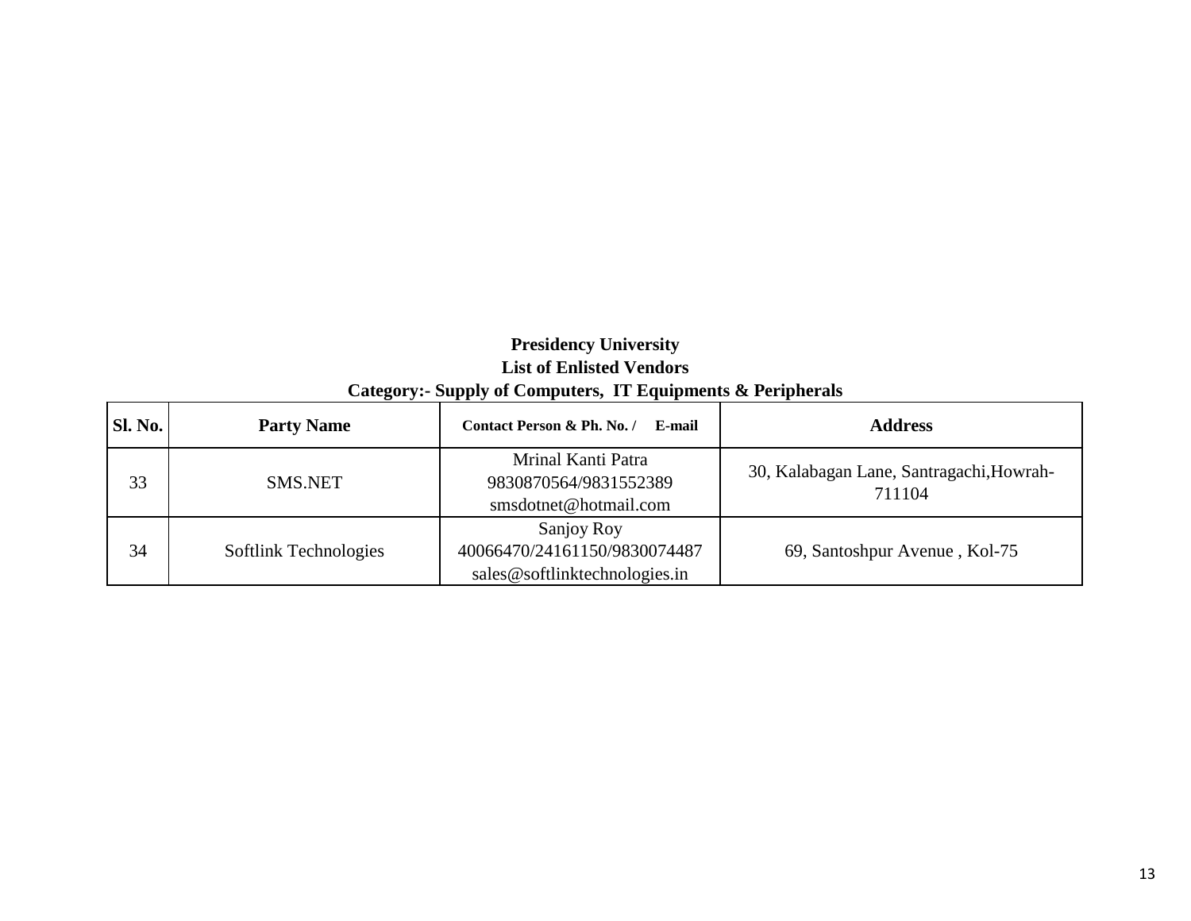**Presidency University**

**List of Enlisted Vendors**

**Category:- Supply of Computers, IT Equipments & Peripherals**

| Sl. No. | Party Name | Contact Person & Ph. No. / E-mail | Address |
|---|---|---|---|
| 33 | SMS.NET | Mrinal Kanti Patra 9830870564/9831552389 smsdotnet@hotmail.com | 30, Kalabagan Lane, Santragachi,Howrah-711104 |
| 34 | Softlink Technologies | Sanjoy Roy 40066470/24161150/9830074487 sales@softlinktechnologies.in | 69, Santoshpur Avenue , Kol-75 |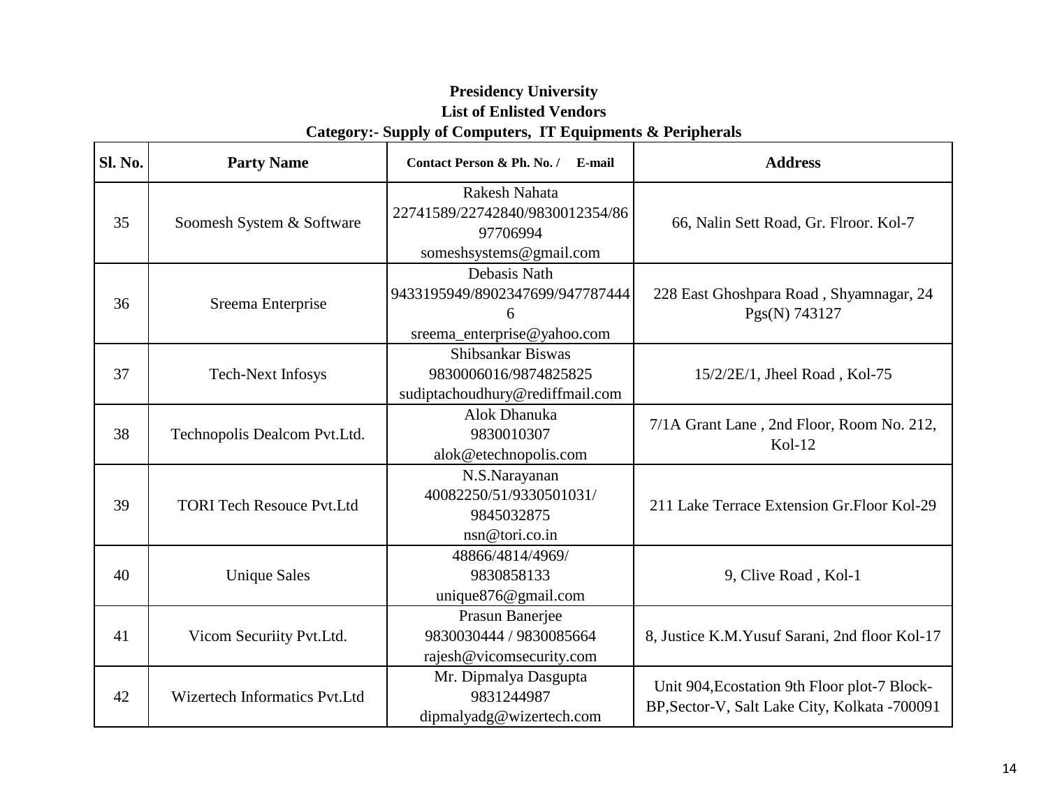**Presidency University**
**List of Enlisted Vendors**
**Category:- Supply of Computers, IT Equipments & Peripherals**

| Sl. No. | Party Name | Contact Person & Ph. No. / E-mail | Address |
|---|---|---|---|
| 35 | Soomesh System & Software | Rakesh Nahata 22741589/22742840/9830012354/8697706994 someshsystems@gmail.com | 66, Nalin Sett Road, Gr. Flroor. Kol-7 |
| 36 | Sreema Enterprise | Debasis Nath 9433195949/8902347699/9477874446 sreema_enterprise@yahoo.com | 228 East Ghoshpara Road , Shyamnagar, 24 Pgs(N) 743127 |
| 37 | Tech-Next Infosys | Shibsankar Biswas 9830006016/9874825825 sudiptachoudhury@rediffmail.com | 15/2/2E/1, Jheel Road , Kol-75 |
| 38 | Technopolis Dealcom Pvt.Ltd. | Alok Dhanuka 9830010307 alok@etechnopolis.com | 7/1A Grant Lane , 2nd Floor, Room No. 212, Kol-12 |
| 39 | TORI Tech Resouce Pvt.Ltd | N.S.Narayanan 40082250/51/9330501031/ 9845032875 nsn@tori.co.in | 211 Lake Terrace Extension Gr.Floor Kol-29 |
| 40 | Unique Sales | 48866/4814/4969/ 9830858133 unique876@gmail.com | 9, Clive Road , Kol-1 |
| 41 | Vicom Securiity Pvt.Ltd. | Prasun Banerjee 9830030444 / 9830085664 rajesh@vicomsecurity.com | 8, Justice K.M.Yusuf Sarani, 2nd floor Kol-17 |
| 42 | Wizertech Informatics Pvt.Ltd | Mr. Dipmalya Dasgupta 9831244987 dipmalyadg@wizertech.com | Unit 904,Ecostation 9th Floor plot-7 Block-BP,Sector-V, Salt Lake City, Kolkata -700091 |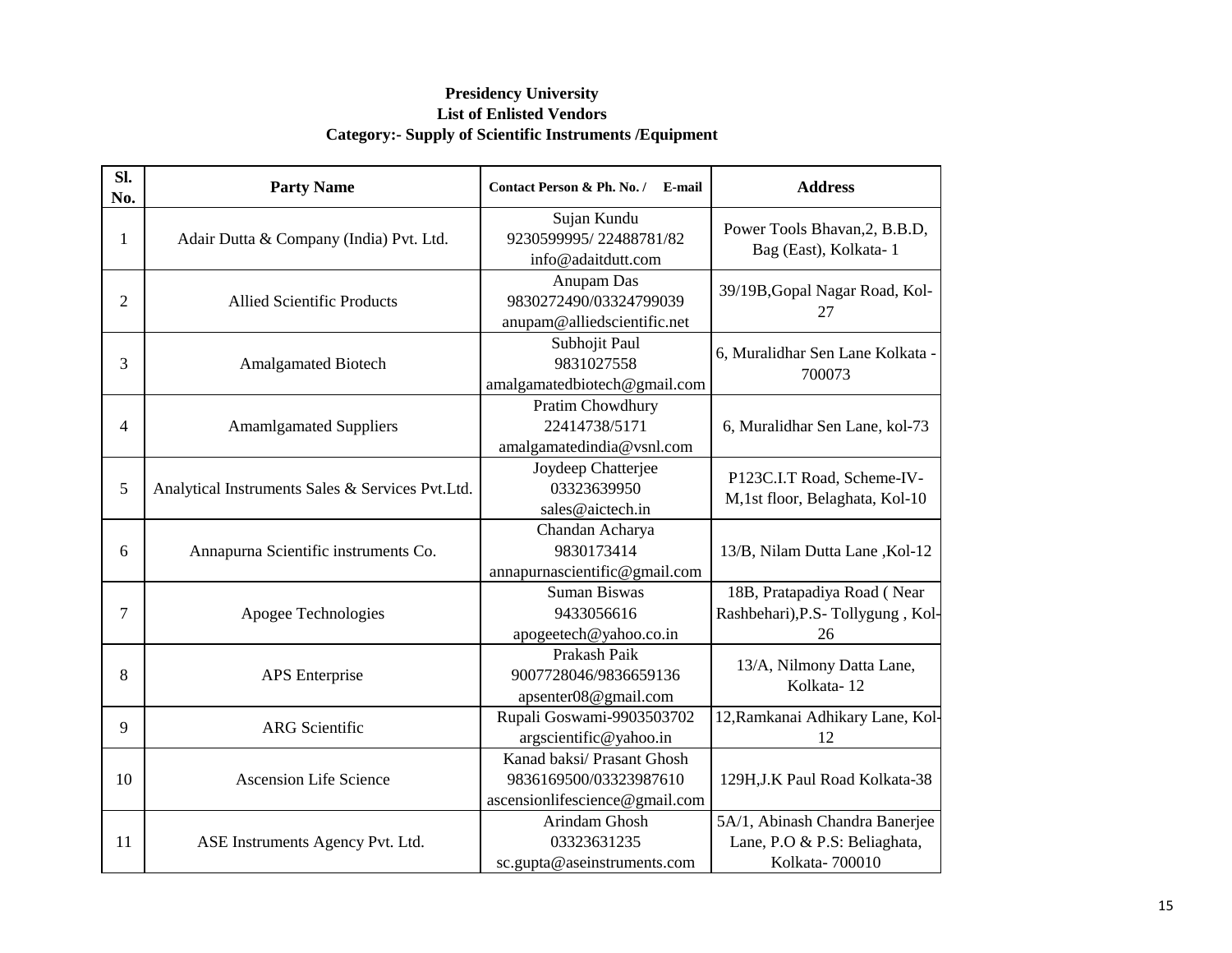**Presidency University**
**List of Enlisted Vendors**
**Category:- Supply of Scientific Instruments /Equipment**

| Sl. No. | Party Name | Contact Person & Ph. No. / E-mail | Address |
|---|---|---|---|
| 1 | Adair Dutta & Company (India) Pvt. Ltd. | Sujan Kundu 9230599995/ 22488781/82 info@adaitdutt.com | Power Tools Bhavan,2, B.B.D, Bag (East), Kolkata- 1 |
| 2 | Allied Scientific Products | Anupam Das 9830272490/03324799039 anupam@alliedscientific.net | 39/19B,Gopal Nagar Road, Kol-27 |
| 3 | Amalgamated Biotech | Subhojit Paul 9831027558 amalgamatedbiotech@gmail.com | 6, Muralidhar Sen Lane Kolkata -700073 |
| 4 | Amamlgamated Suppliers | Pratim Chowdhury 22414738/5171 amalgamatedindia@vsnl.com | 6, Muralidhar Sen Lane, kol-73 |
| 5 | Analytical Instruments Sales & Services Pvt.Ltd. | Joydeep Chatterjee 03323639950 sales@aictech.in | P123C.I.T Road, Scheme-IV-M,1st floor, Belaghata, Kol-10 |
| 6 | Annapurna Scientific instruments Co. | Chandan Acharya 9830173414 annapurnascientific@gmail.com | 13/B, Nilam Dutta Lane ,Kol-12 |
| 7 | Apogee Technologies | Suman Biswas 9433056616 apogeetech@yahoo.co.in | 18B, Pratapadiya Road ( Near Rashbehari),P.S- Tollygung , Kol-26 |
| 8 | APS Enterprise | Prakash Paik 9007728046/9836659136 apsenter08@gmail.com | 13/A, Nilmony Datta Lane, Kolkata- 12 |
| 9 | ARG Scientific | Rupali Goswami-9903503702 argscientific@yahoo.in | 12,Ramkanai Adhikary Lane, Kol-12 |
| 10 | Ascension Life Science | Kanad baksi/ Prasant Ghosh 9836169500/03323987610 ascensionlifescience@gmail.com | 129H,J.K Paul Road Kolkata-38 |
| 11 | ASE Instruments Agency Pvt. Ltd. | Arindam Ghosh 03323631235 sc.gupta@aseinstruments.com | 5A/1, Abinash Chandra Banerjee Lane, P.O & P.S: Beliaghata, Kolkata- 700010 |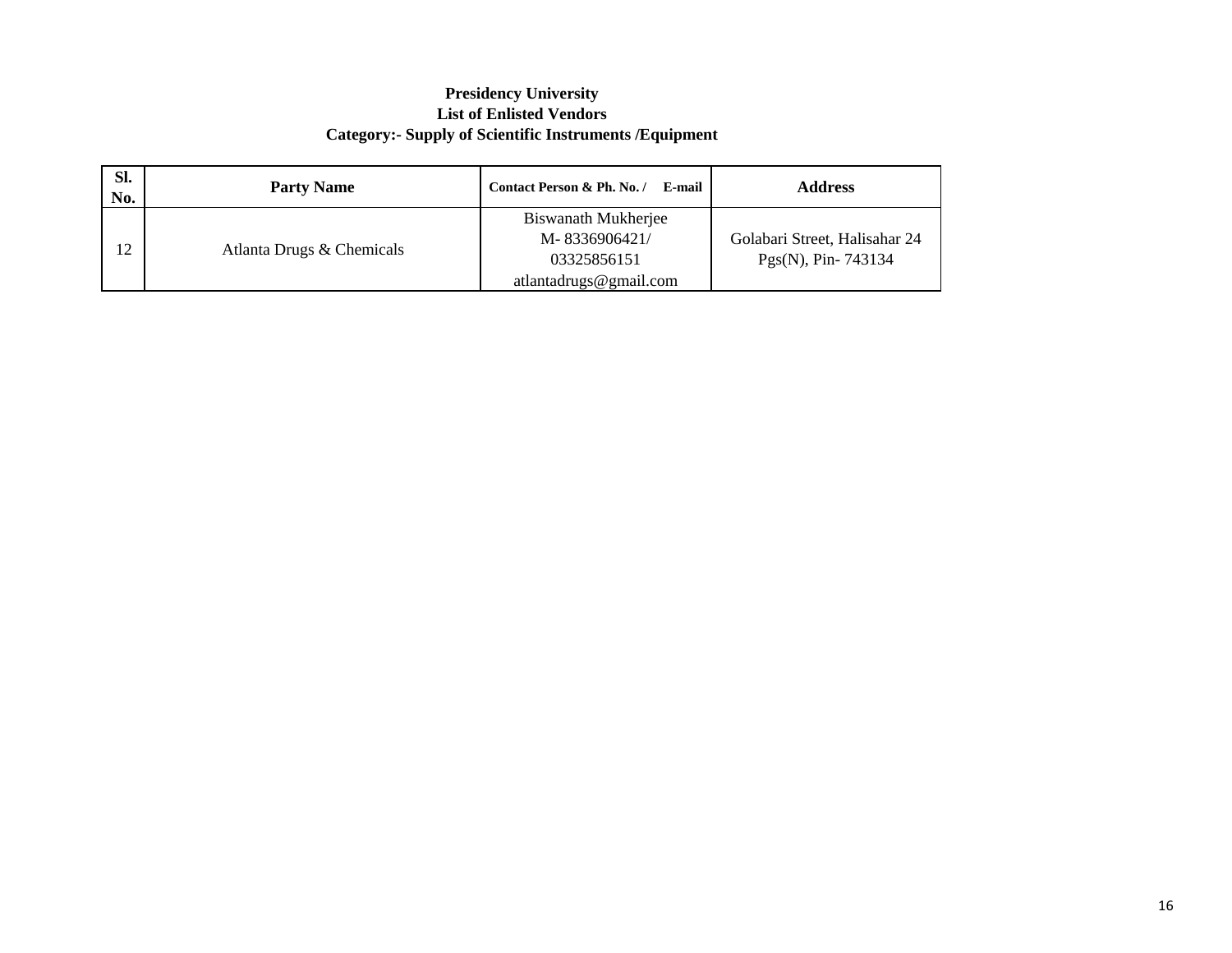**Presidency University**
**List of Enlisted Vendors**
**Category:- Supply of Scientific Instruments /Equipment**

| Sl. No. | Party Name | Contact Person & Ph. No. / E-mail | Address |
|---|---|---|---|
| 12 | Atlanta Drugs & Chemicals | Biswanath Mukherjee M- 8336906421/ 03325856151 atlantadrugs@gmail.com | Golabari Street, Halisahar 24 Pgs(N), Pin- 743134 |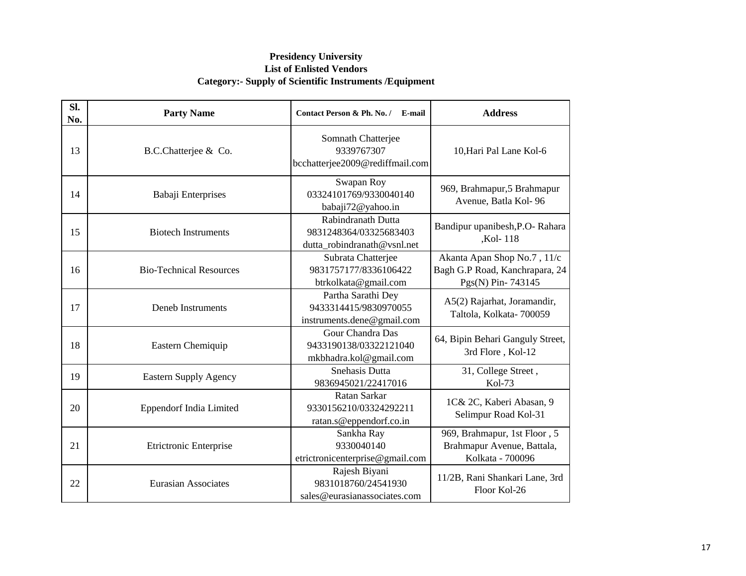**Presidency University**
**List of Enlisted Vendors**
**Category:- Supply of Scientific Instruments /Equipment**

| Sl. No. | Party Name | Contact Person & Ph. No. / E-mail | Address |
|---|---|---|---|
| 13 | B.C.Chatterjee & Co. | Somnath Chatterjee 9339767307 bcchatterjee2009@rediffmail.com | 10,Hari Pal Lane Kol-6 |
| 14 | Babaji Enterprises | Swapan Roy 03324101769/9330040140 babaji72@yahoo.in | 969, Brahmapur,5 Brahmapur Avenue, Batla Kol- 96 |
| 15 | Biotech Instruments | Rabindranath Dutta 9831248364/03325683403 dutta_robindranath@vsnl.net | Bandipur upanibesh,P.O- Rahara ,Kol- 118 |
| 16 | Bio-Technical Resources | Subrata Chatterjee 9831757177/8336106422 btrkolkata@gmail.com | Akanta Apan Shop No.7 , 11/c Bagh G.P Road, Kanchrapara, 24 Pgs(N) Pin- 743145 |
| 17 | Deneb Instruments | Partha Sarathi Dey 9433314415/9830970055 instruments.dene@gmail.com | A5(2) Rajarhat, Joramandir, Taltola, Kolkata- 700059 |
| 18 | Eastern Chemiquip | Gour Chandra Das 9433190138/03322121040 mkbhadra.kol@gmail.com | 64, Bipin Behari Ganguly Street, 3rd Flore , Kol-12 |
| 19 | Eastern Supply Agency | Snehasis Dutta 9836945021/22417016 | 31, College Street , Kol-73 |
| 20 | Eppendorf India Limited | Ratan Sarkar 9330156210/03324292211 ratan.s@eppendorf.co.in | 1C& 2C, Kaberi Abasan, 9 Selimpur Road Kol-31 |
| 21 | Etrictronic Enterprise | Sankha Ray 9330040140 etrictronicenterprise@gmail.com | 969, Brahmapur, 1st Floor , 5 Brahmapur Avenue, Battala, Kolkata - 700096 |
| 22 | Eurasian Associates | Rajesh Biyani 9831018760/24541930 sales@eurasianassociates.com | 11/2B, Rani Shankari Lane, 3rd Floor Kol-26 |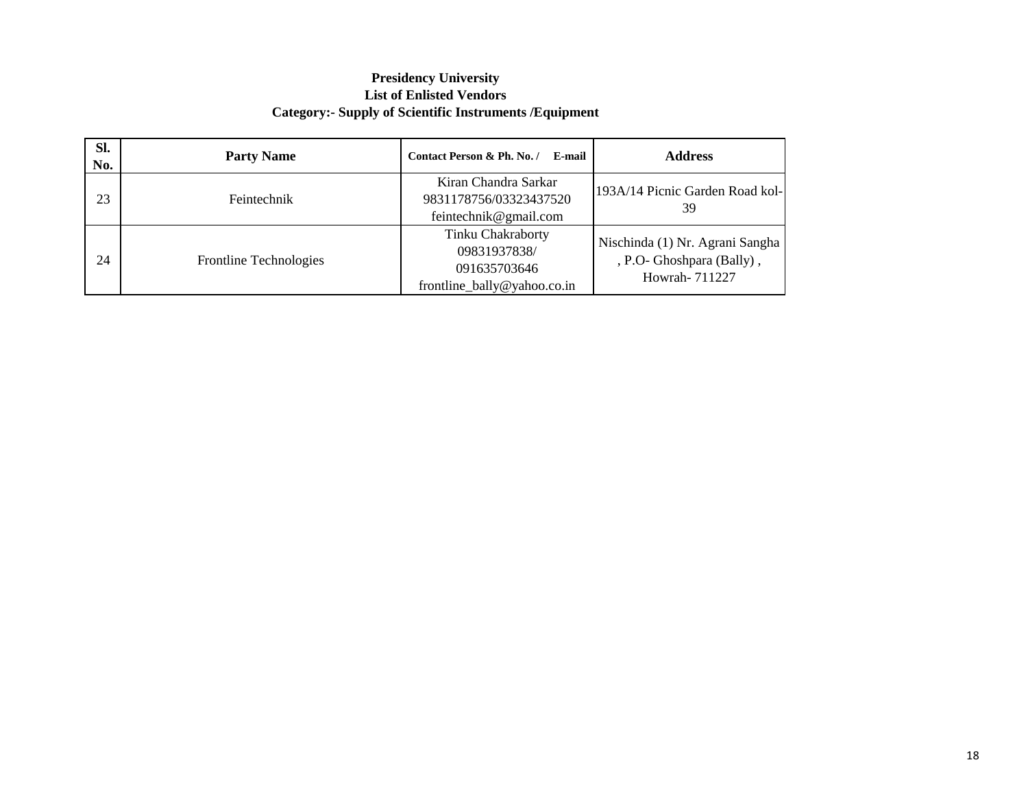**Presidency University**
**List of Enlisted Vendors**
**Category:- Supply of Scientific Instruments /Equipment**

| Sl. No. | Party Name | Contact Person & Ph. No. / E-mail | Address |
|---|---|---|---|
| 23 | Feintechnik | Kiran Chandra Sarkar 9831178756/03323437520 feintechnik@gmail.com | 193A/14 Picnic Garden Road kol-39 |
| 24 | Frontline Technologies | Tinku Chakraborty 09831937838/ 091635703646 frontline_bally@yahoo.co.in | Nischinda (1) Nr. Agrani Sangha , P.O- Ghoshpara (Bally) , Howrah- 711227 |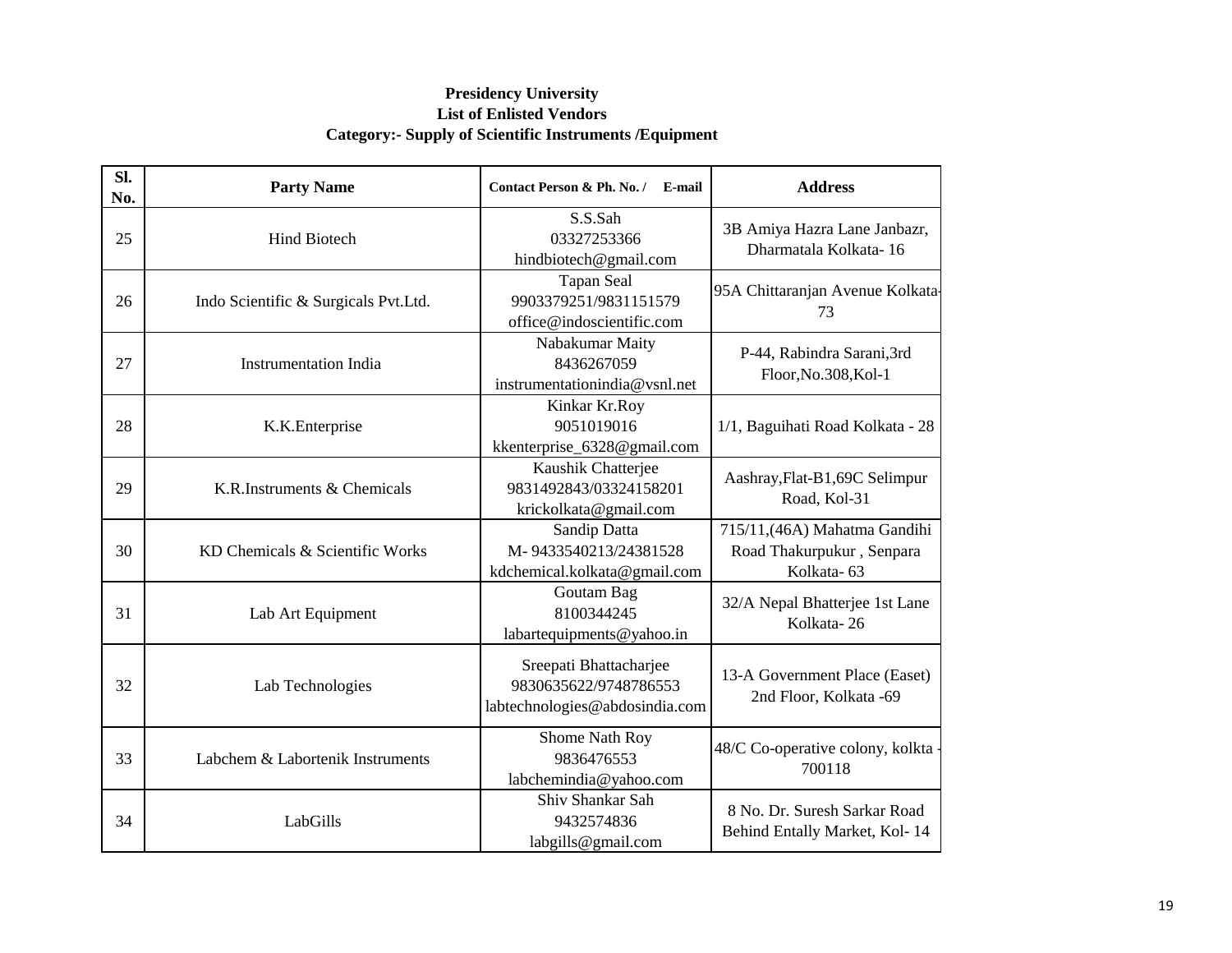**Presidency University**
**List of Enlisted Vendors**
**Category:- Supply of Scientific Instruments /Equipment**

| Sl. No. | Party Name | Contact Person & Ph. No. / E-mail | Address |
|---|---|---|---|
| 25 | Hind Biotech | S.S.Sah<br>03327253366<br>hindbiotech@gmail.com | 3B Amiya Hazra Lane Janbazr, Dharmatala Kolkata- 16 |
| 26 | Indo Scientific & Surgicals Pvt.Ltd. | Tapan Seal<br>9903379251/9831151579<br>office@indoscientific.com | 95A Chittaranjan Avenue Kolkata-73 |
| 27 | Instrumentation India | Nabakumar Maity<br>8436267059<br>instrumentationindia@vsnl.net | P-44, Rabindra Sarani,3rd Floor,No.308,Kol-1 |
| 28 | K.K.Enterprise | Kinkar Kr.Roy<br>9051019016<br>kkenterprise_6328@gmail.com | 1/1, Baguihati Road Kolkata - 28 |
| 29 | K.R.Instruments & Chemicals | Kaushik Chatterjee<br>9831492843/03324158201<br>krickolkata@gmail.com | Aashray,Flat-B1,69C Selimpur Road, Kol-31 |
| 30 | KD Chemicals & Scientific Works | Sandip Datta<br>M- 9433540213/24381528<br>kdchemical.kolkata@gmail.com | 715/11,(46A) Mahatma Gandihi Road Thakurpukur , Senpara Kolkata- 63 |
| 31 | Lab Art Equipment | Goutam Bag<br>8100344245<br>labartequipments@yahoo.in | 32/A Nepal Bhatterjee 1st Lane Kolkata- 26 |
| 32 | Lab Technologies | Sreepati Bhattacharjee<br>9830635622/9748786553<br>labtechnologies@abdosindia.com | 13-A Government Place (Easet) 2nd Floor, Kolkata -69 |
| 33 | Labchem & Labortenik Instruments | Shome Nath Roy<br>9836476553<br>labchemindia@yahoo.com | 48/C Co-operative colony, kolkta - 700118 |
| 34 | LabGills | Shiv Shankar Sah<br>9432574836<br>labgills@gmail.com | 8 No. Dr. Suresh Sarkar Road Behind Entally Market, Kol- 14 |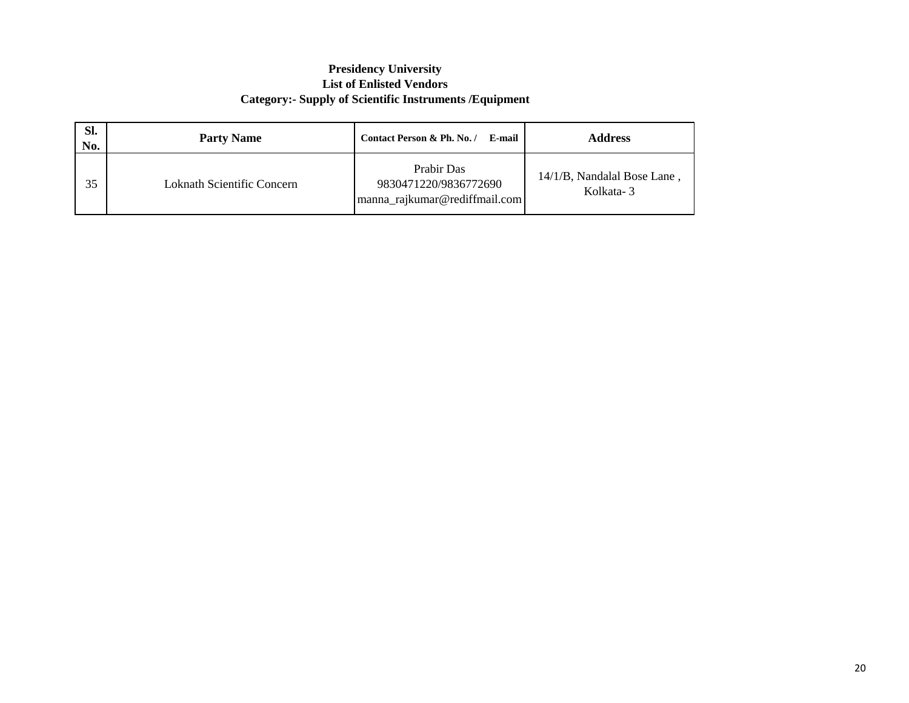**Presidency University**
**List of Enlisted Vendors**
**Category:- Supply of Scientific Instruments /Equipment**

| Sl. No. | Party Name | Contact Person & Ph. No. / E-mail | Address |
|---|---|---|---|
| 35 | Loknath Scientific Concern | Prabir Das 9830471220/9836772690 manna_rajkumar@rediffmail.com | 14/1/B, Nandalal Bose Lane , Kolkata- 3 |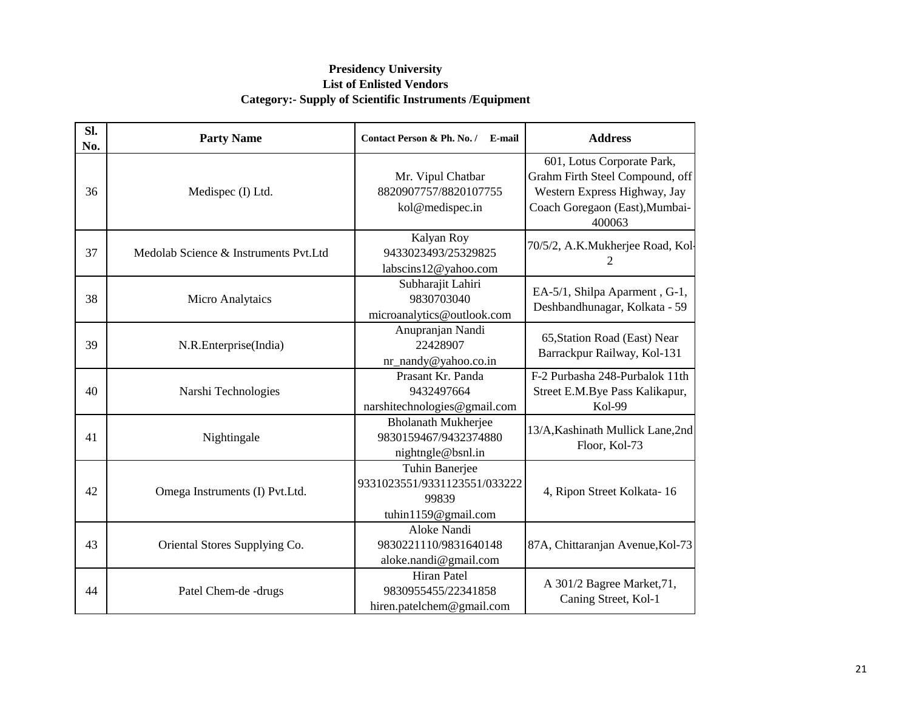**Presidency University**
**List of Enlisted Vendors**
**Category:- Supply of Scientific Instruments /Equipment**

| Sl. No. | Party Name | Contact Person & Ph. No. / E-mail | Address |
|---|---|---|---|
| 36 | Medispec (I) Ltd. | Mr. Vipul Chatbar 8820907757/8820107755 kol@medispec.in | 601, Lotus Corporate Park, Grahm Firth Steel Compound, off Western Express Highway, Jay Coach Goregaon (East),Mumbai-400063 |
| 37 | Medolab Science & Instruments Pvt.Ltd | Kalyan Roy 9433023493/25329825 labscins12@yahoo.com | 70/5/2, A.K.Mukherjee Road, Kol-2 |
| 38 | Micro Analytaics | Subharajit Lahiri 9830703040 microanalytics@outlook.com | EA-5/1, Shilpa Aparment , G-1, Deshbandhunagar, Kolkata - 59 |
| 39 | N.R.Enterprise(India) | Anupranjan Nandi 22428907 nr_nandy@yahoo.co.in | 65,Station Road (East) Near Barrackpur Railway, Kol-131 |
| 40 | Narshi Technologies | Prasant Kr. Panda 9432497664 narshitechnologies@gmail.com | F-2 Purbasha 248-Purbalok 11th Street E.M.Bye Pass Kalikapur, Kol-99 |
| 41 | Nightingale | Bholanath Mukherjee 9830159467/9432374880 nightngle@bsnl.in | 13/A,Kashinath Mullick Lane,2nd Floor, Kol-73 |
| 42 | Omega Instruments (I) Pvt.Ltd. | Tuhin Banerjee 9331023551/9331123551/03322299839 tuhin1159@gmail.com | 4, Ripon Street Kolkata- 16 |
| 43 | Oriental Stores Supplying Co. | Aloke Nandi 9830221110/9831640148 aloke.nandi@gmail.com | 87A, Chittaranjan Avenue,Kol-73 |
| 44 | Patel Chem-de -drugs | Hiran Patel 9830955455/22341858 hiren.patelchem@gmail.com | A 301/2 Bagree Market,71, Caning Street, Kol-1 |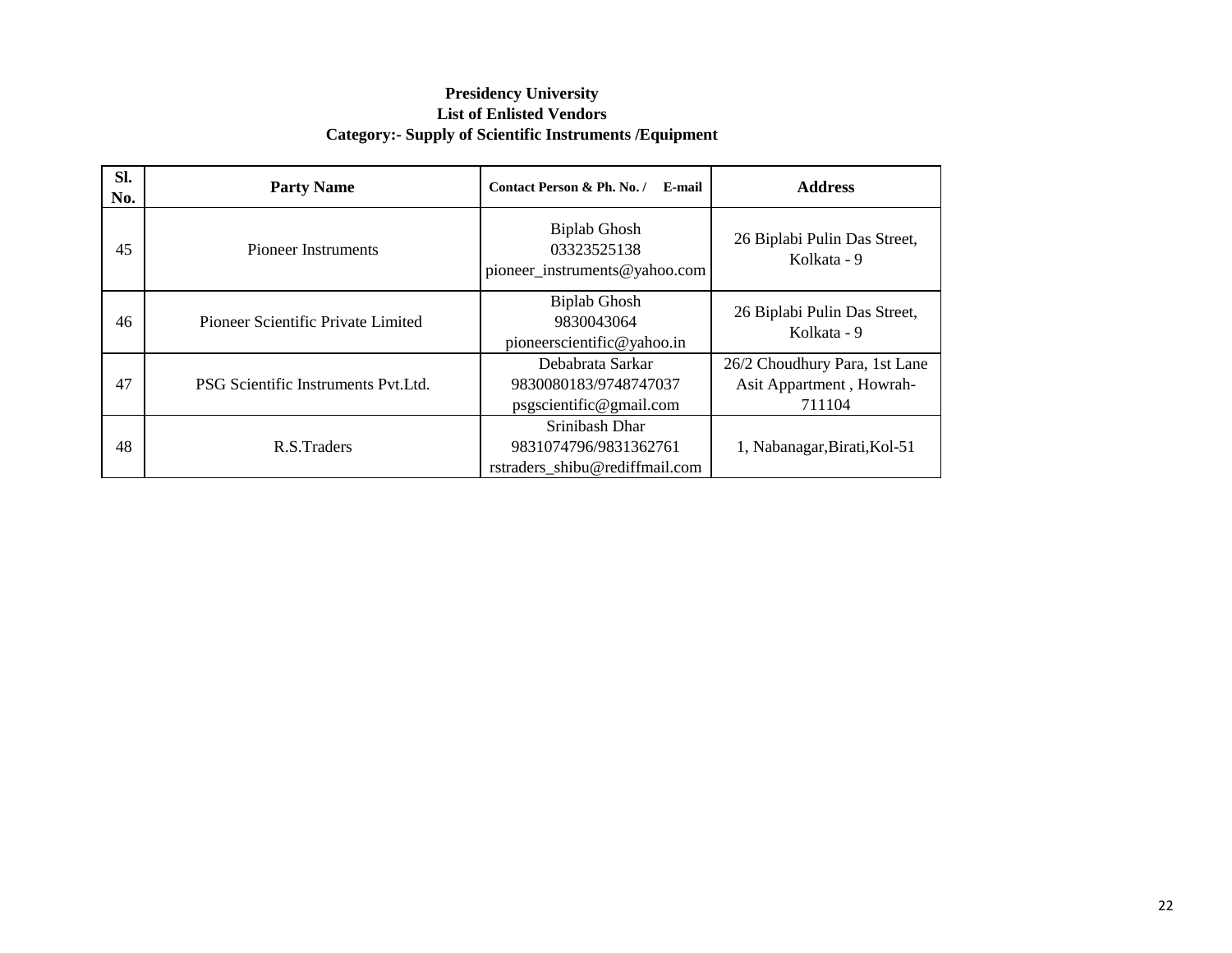**Presidency University**
**List of Enlisted Vendors**
**Category:- Supply of Scientific Instruments /Equipment**

| Sl. No. | Party Name | Contact Person & Ph. No. / E-mail | Address |
|---|---|---|---|
| 45 | Pioneer Instruments | Biplab Ghosh 03323525138 pioneer_instruments@yahoo.com | 26 Biplabi Pulin Das Street, Kolkata - 9 |
| 46 | Pioneer Scientific Private Limited | Biplab Ghosh 9830043064 pioneerscientific@yahoo.in | 26 Biplabi Pulin Das Street, Kolkata - 9 |
| 47 | PSG Scientific Instruments Pvt.Ltd. | Debabrata Sarkar 9830080183/9748747037 psgscientific@gmail.com | 26/2 Choudhury Para, 1st Lane Asit Appartment , Howrah-711104 |
| 48 | R.S.Traders | Srinibash Dhar 9831074796/9831362761 rstraders_shibu@rediffmail.com | 1, Nabanagar,Birati,Kol-51 |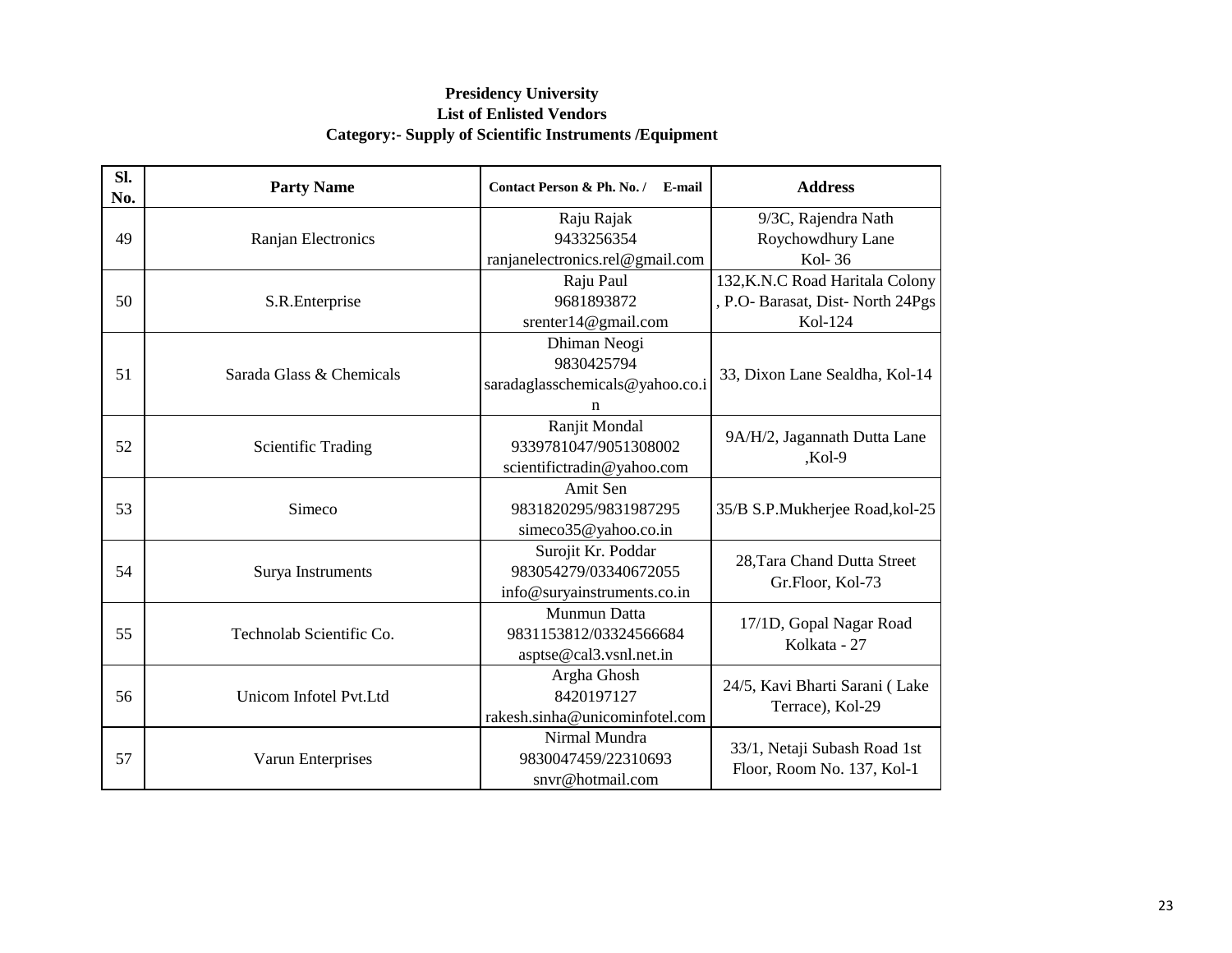**Presidency University**
**List of Enlisted Vendors**
**Category:- Supply of Scientific Instruments /Equipment**

| Sl. No. | Party Name | Contact Person & Ph. No. / E-mail | Address |
|---|---|---|---|
| 49 | Ranjan Electronics | Raju Rajak<br>9433256354<br>ranjanelectronics.rel@gmail.com | 9/3C, Rajendra Nath Roychowdhury Lane<br>Kol- 36 |
| 50 | S.R.Enterprise | Raju Paul<br>9681893872<br>srenter14@gmail.com | 132,K.N.C Road Haritala Colony , P.O- Barasat, Dist- North 24Pgs<br>Kol-124 |
| 51 | Sarada Glass & Chemicals | Dhiman Neogi<br>9830425794<br>saradaglasschemicals@yahoo.co.in | 33, Dixon Lane Sealdha, Kol-14 |
| 52 | Scientific Trading | Ranjit Mondal<br>9339781047/9051308002<br>scientifictradin@yahoo.com | 9A/H/2, Jagannath Dutta Lane ,Kol-9 |
| 53 | Simeco | Amit Sen<br>9831820295/9831987295<br>simeco35@yahoo.co.in | 35/B S.P.Mukherjee Road,kol-25 |
| 54 | Surya Instruments | Surojit Kr. Poddar<br>983054279/03340672055<br>info@suryainstruments.co.in | 28,Tara Chand Dutta Street Gr.Floor, Kol-73 |
| 55 | Technolab Scientific Co. | Munmun Datta<br>9831153812/03324566684<br>asptse@cal3.vsnl.net.in | 17/1D, Gopal Nagar Road Kolkata - 27 |
| 56 | Unicom Infotel Pvt.Ltd | Argha Ghosh<br>8420197127<br>rakesh.sinha@unicominfotel.com | 24/5, Kavi Bharti Sarani ( Lake Terrace), Kol-29 |
| 57 | Varun Enterprises | Nirmal Mundra<br>9830047459/22310693<br>snvr@hotmail.com | 33/1, Netaji Subash Road 1st Floor, Room No. 137, Kol-1 |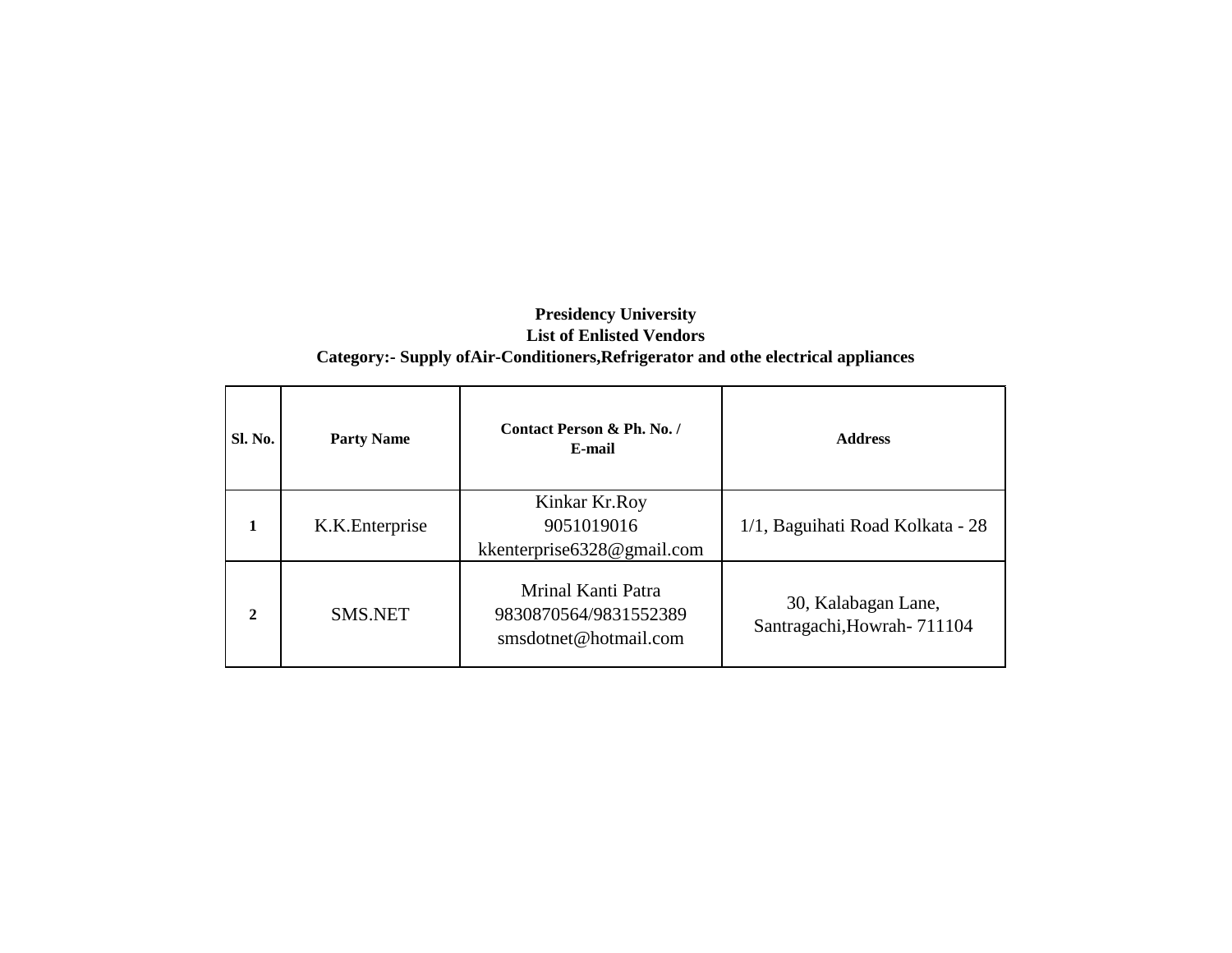**Presidency University**

**List of Enlisted Vendors**

**Category:- Supply ofAir-Conditioners,Refrigerator and othe electrical appliances**

| Sl. No. | Party Name | Contact Person & Ph. No. / E-mail | Address |
|---|---|---|---|
| 1 | K.K.Enterprise | Kinkar Kr.Roy 9051019016 kkenterprise6328@gmail.com | 1/1, Baguihati Road Kolkata - 28 |
| 2 | SMS.NET | Mrinal Kanti Patra 9830870564/9831552389 smsdotnet@hotmail.com | 30, Kalabagan Lane, Santragachi,Howrah- 711104 |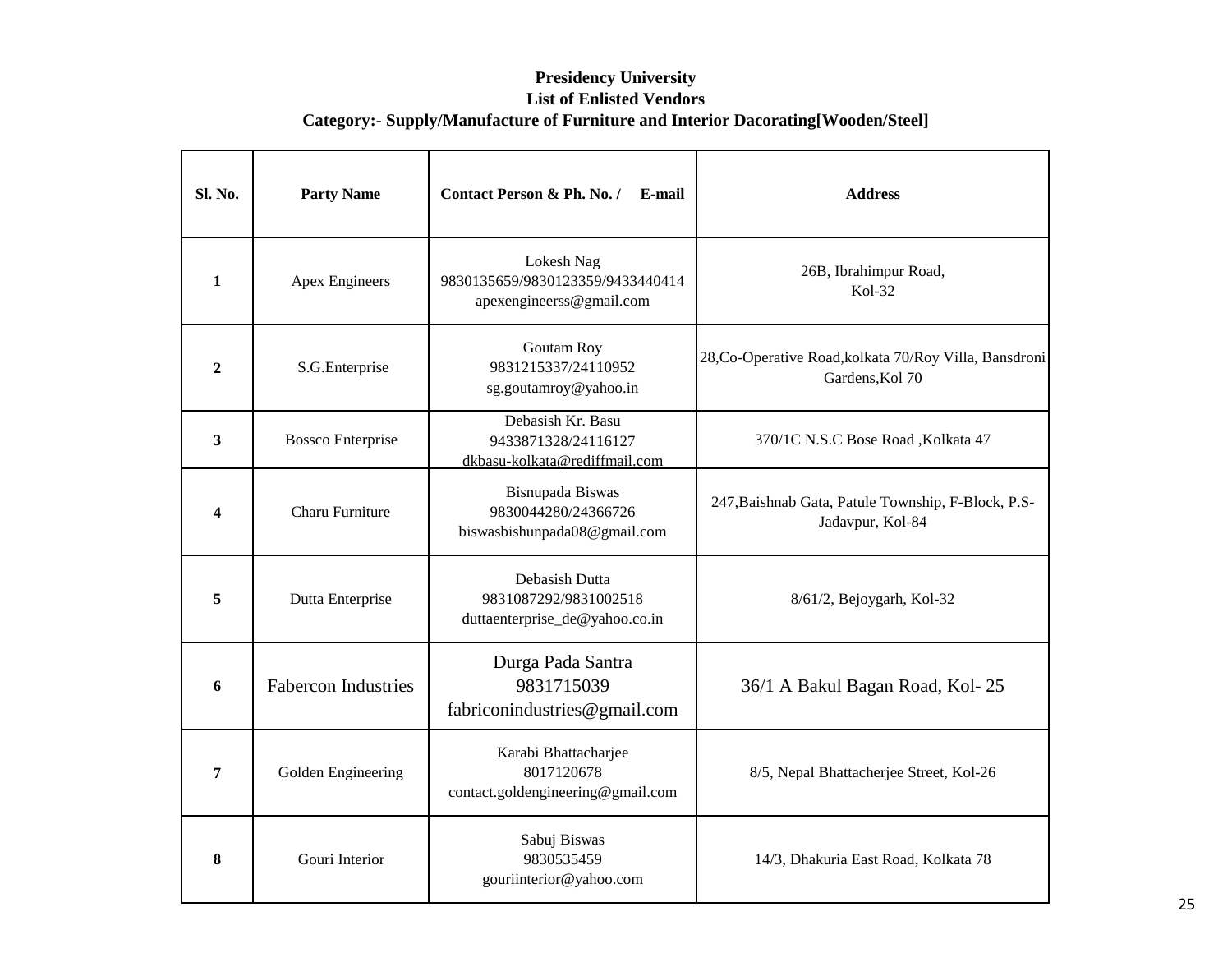**Presidency University**
**List of Enlisted Vendors**
**Category:- Supply/Manufacture of Furniture and Interior Dacorating[Wooden/Steel]**

| Sl. No. | Party Name | Contact Person & Ph. No. / E-mail | Address |
|---|---|---|---|
| 1 | Apex Engineers | Lokesh Nag 9830135659/9830123359/9433440414 apexengineerss@gmail.com | 26B, Ibrahimpur Road, Kol-32 |
| 2 | S.G.Enterprise | Goutam Roy 9831215337/24110952 sg.goutamroy@yahoo.in | 28,Co-Operative Road,kolkata 70/Roy Villa, Bansdroni Gardens,Kol 70 |
| 3 | Bossco Enterprise | Debasish Kr. Basu 9433871328/24116127 dkbasu-kolkata@rediffmail.com | 370/1C N.S.C Bose Road ,Kolkata 47 |
| 4 | Charu Furniture | Bisnupada Biswas 9830044280/24366726 biswasbishunpada08@gmail.com | 247,Baishnab Gata, Patule Township, F-Block, P.S-Jadavpur, Kol-84 |
| 5 | Dutta Enterprise | Debasish Dutta 9831087292/9831002518 duttaenterprise_de@yahoo.co.in | 8/61/2, Bejoygarh, Kol-32 |
| 6 | Fabercon Industries | Durga Pada Santra 9831715039 fabriconindustries@gmail.com | 36/1 A Bakul Bagan Road, Kol- 25 |
| 7 | Golden Engineering | Karabi Bhattacharjee 8017120678 contact.goldengineering@gmail.com | 8/5, Nepal Bhattacherjee Street, Kol-26 |
| 8 | Gouri Interior | Sabuj Biswas 9830535459 gouriinterior@yahoo.com | 14/3, Dhakuria East Road, Kolkata 78 |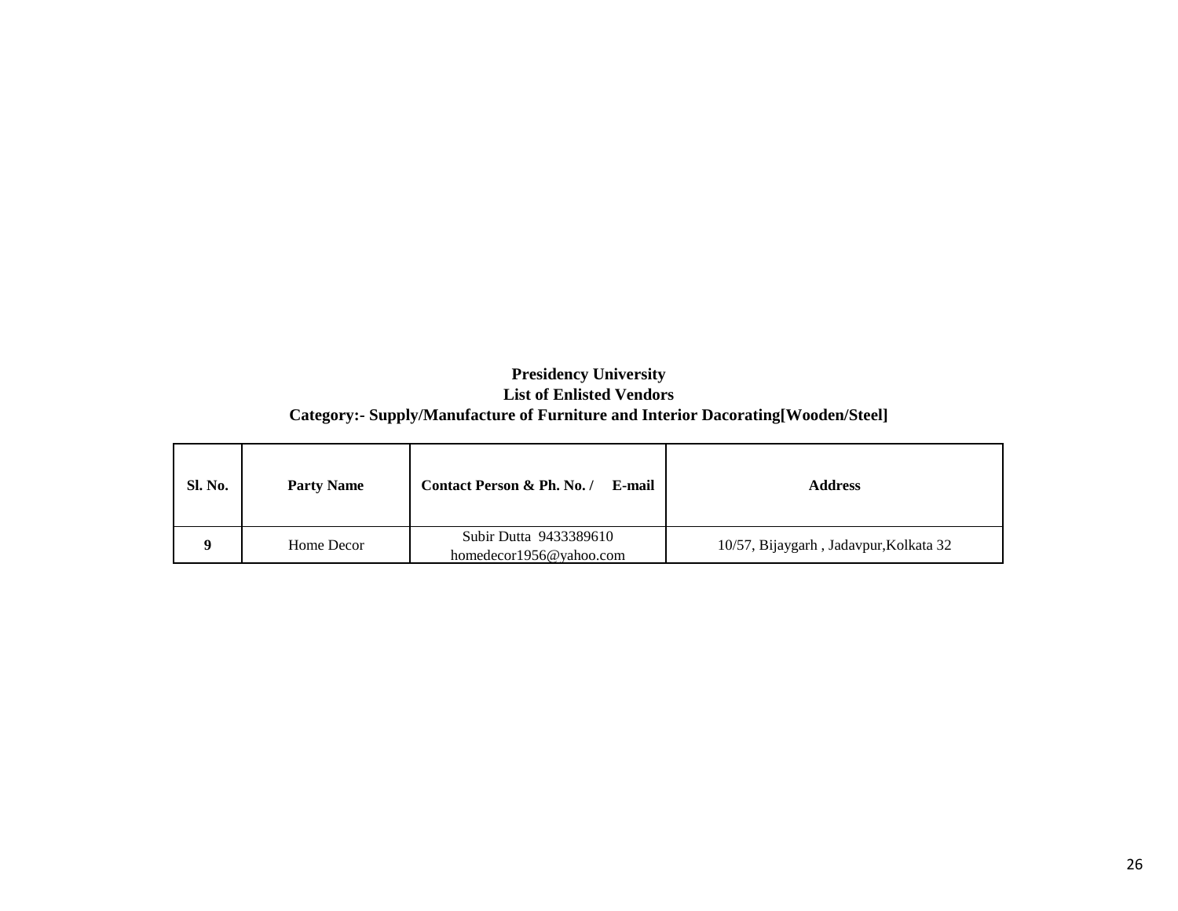**Presidency University**

**List of Enlisted Vendors**

**Category:- Supply/Manufacture of Furniture and Interior Dacorating[Wooden/Steel]**

| Sl. No. | Party Name | Contact Person & Ph. No. / E-mail | Address |
|---|---|---|---|
| **9** | Home Decor | Subir Dutta 9433389610 homedecor1956@yahoo.com | 10/57, Bijaygarh , Jadavpur,Kolkata 32 |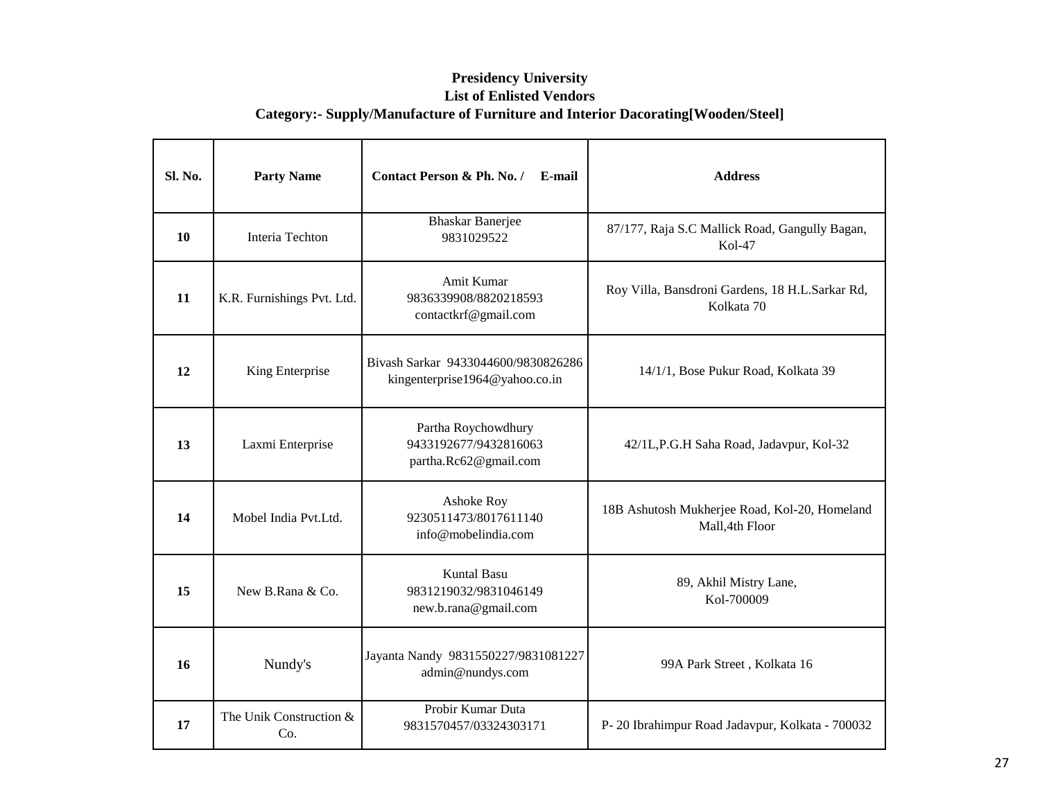**Presidency University**
**List of Enlisted Vendors**
**Category:- Supply/Manufacture of Furniture and Interior Dacorating[Wooden/Steel]**

| Sl. No. | Party Name | Contact Person & Ph. No. / E-mail | Address |
|---|---|---|---|
| 10 | Interia Techton | Bhaskar Banerjee 9831029522 | 87/177, Raja S.C Mallick Road, Gangully Bagan, Kol-47 |
| 11 | K.R. Furnishings Pvt. Ltd. | Amit Kumar 9836339908/8820218593 contactkrf@gmail.com | Roy Villa, Bansdroni Gardens, 18 H.L.Sarkar Rd, Kolkata 70 |
| 12 | King Enterprise | Bivash Sarkar 9433044600/9830826286 kingenterprise1964@yahoo.co.in | 14/1/1, Bose Pukur Road, Kolkata 39 |
| 13 | Laxmi Enterprise | Partha Roychowdhury 9433192677/9432816063 partha.Rc62@gmail.com | 42/1L,P.G.H Saha Road, Jadavpur, Kol-32 |
| 14 | Mobel India Pvt.Ltd. | Ashoke Roy 9230511473/8017611140 info@mobelindia.com | 18B Ashutosh Mukherjee Road, Kol-20, Homeland Mall,4th Floor |
| 15 | New B.Rana & Co. | Kuntal Basu 9831219032/9831046149 new.b.rana@gmail.com | 89, Akhil Mistry Lane, Kol-700009 |
| 16 | Nundy's | Jayanta Nandy 9831550227/9831081227 admin@nundys.com | 99A Park Street , Kolkata 16 |
| 17 | The Unik Construction & Co. | Probir Kumar Duta 9831570457/03324303171 | P- 20 Ibrahimpur Road Jadavpur, Kolkata - 700032 |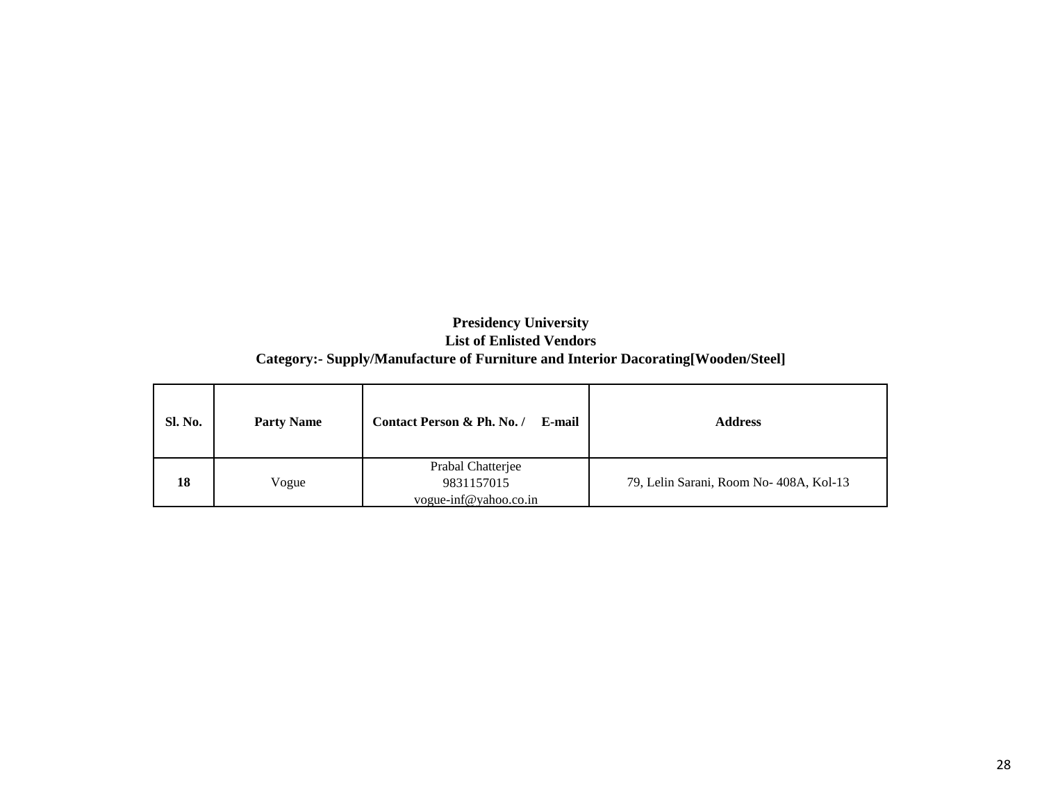**Presidency University**

**List of Enlisted Vendors**

**Category:- Supply/Manufacture of Furniture and Interior Dacorating[Wooden/Steel]**

| Sl. No. | Party Name | Contact Person & Ph. No. / E-mail | Address |
|---|---|---|---|
| **18** | Vogue | Prabal Chatterjee<br>9831157015<br>vogue-inf@yahoo.co.in | 79, Lelin Sarani, Room No- 408A, Kol-13 |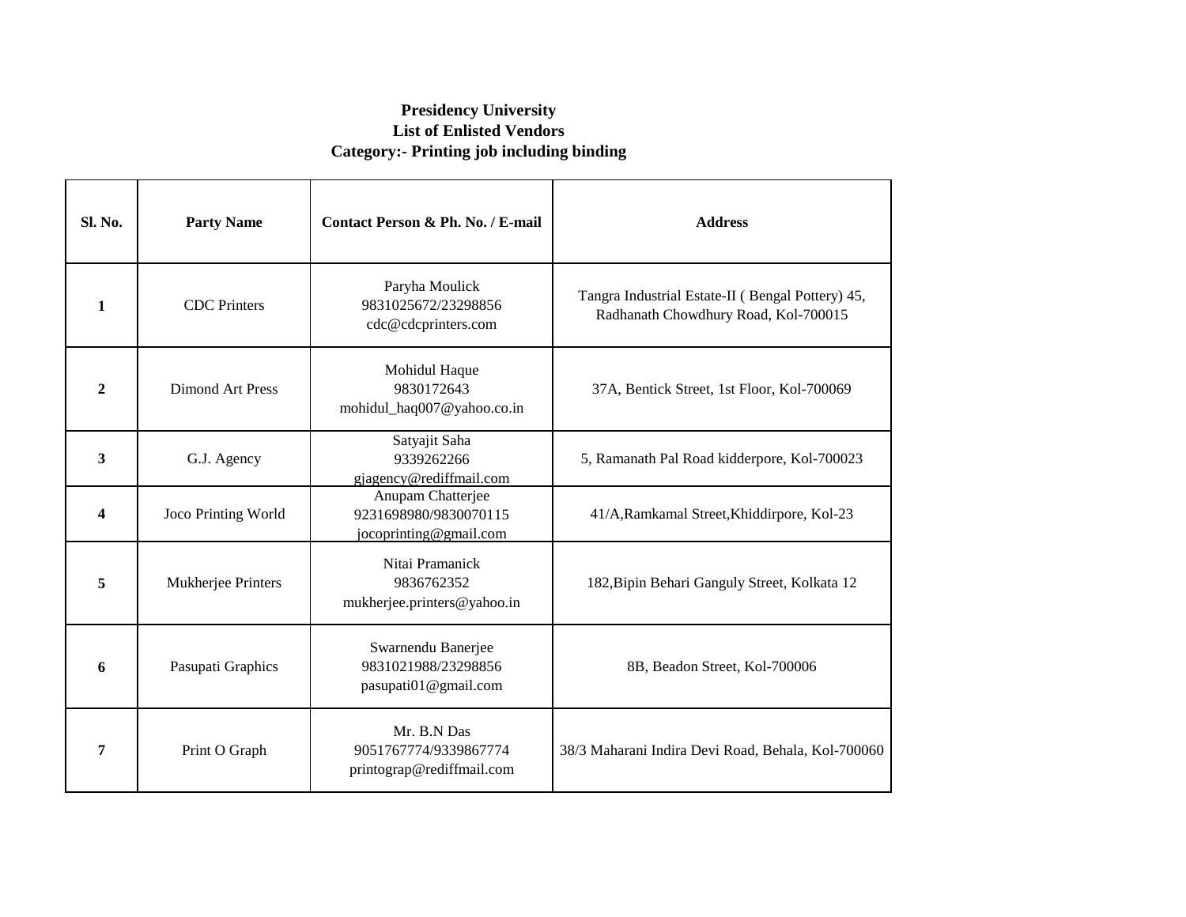**Presidency University**
**List of Enlisted Vendors**
**Category:- Printing job including binding**

| Sl. No. | Party Name | Contact Person & Ph. No. / E-mail | Address |
|---|---|---|---|
| **1** | CDC Printers | Paryha Moulick 9831025672/23298856 cdc@cdcprinters.com | Tangra Industrial Estate-II ( Bengal Pottery) 45, Radhanath Chowdhury Road, Kol-700015 |
| **2** | Dimond Art Press | Mohidul Haque 9830172643 mohidul_haq007@yahoo.co.in | 37A, Bentick Street, 1st Floor, Kol-700069 |
| **3** | G.J. Agency | Satyajit Saha 9339262266 gjagency@rediffmail.com | 5, Ramanath Pal Road kidderpore, Kol-700023 |
| **4** | Joco Printing World | Anupam Chatterjee 9231698980/9830070115 jocoprinting@gmail.com | 41/A,Ramkamal Street,Khiddirpore, Kol-23 |
| **5** | Mukherjee Printers | Nitai Pramanick 9836762352 mukherjee.printers@yahoo.in | 182,Bipin Behari Ganguly Street, Kolkata 12 |
| **6** | Pasupati Graphics | Swarnendu Banerjee 9831021988/23298856 pasupati01@gmail.com | 8B, Beadon Street, Kol-700006 |
| **7** | Print O Graph | Mr. B.N Das 9051767774/9339867774 printograp@rediffmail.com | 38/3 Maharani Indira Devi Road, Behala, Kol-700060 |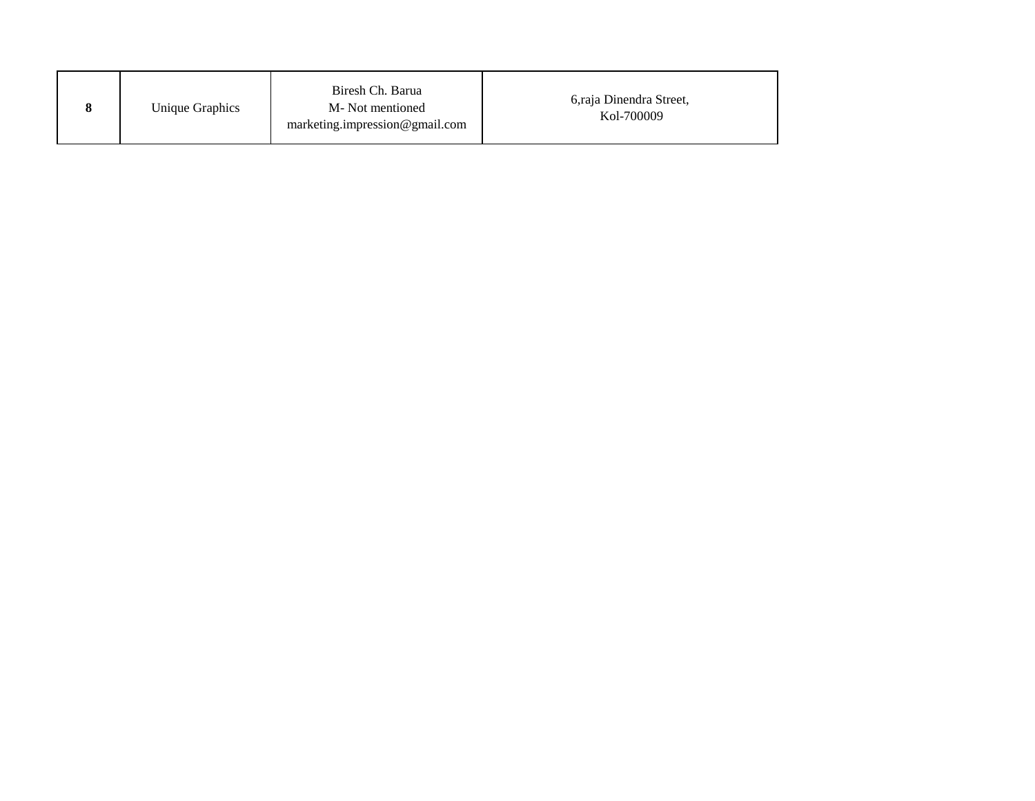| **8** | Unique Graphics | Biresh Ch. Barua<br>M- Not mentioned<br>marketing.impression@gmail.com | 6,raja Dinendra Street,<br>Kol-700009 |
|---|---|---|---|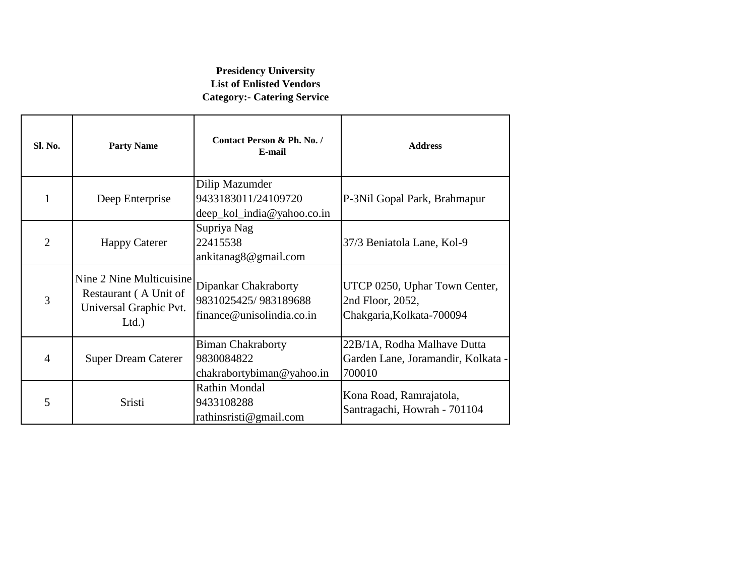**Presidency University**
**List of Enlisted Vendors**
**Category:- Catering Service**

| Sl. No. | Party Name | Contact Person & Ph. No. / E-mail | Address |
|---|---|---|---|
| 1 | Deep Enterprise | Dilip Mazumder<br>9433183011/24109720<br>deep_kol_india@yahoo.co.in | P-3Nil Gopal Park, Brahmapur |
| 2 | Happy Caterer | Supriya Nag<br>22415538<br>ankitanag8@gmail.com | 37/3 Beniatola Lane, Kol-9 |
| 3 | Nine 2 Nine Multicuisine Restaurant ( A Unit of Universal Graphic Pvt. Ltd.) | Dipankar Chakraborty<br>9831025425/ 983189688<br>finance@unisolindia.co.in | UTCP 0250, Uphar Town Center, 2nd Floor, 2052, Chakgaria,Kolkata-700094 |
| 4 | Super Dream Caterer | Biman Chakraborty<br>9830084822<br>chakrabortybiman@yahoo.in | 22B/1A, Rodha Malhave Dutta Garden Lane, Joramandir, Kolkata - 700010 |
| 5 | Sristi | Rathin Mondal<br>9433108288<br>rathinsristi@gmail.com | Kona Road, Ramrajatola, Santragachi, Howrah - 701104 |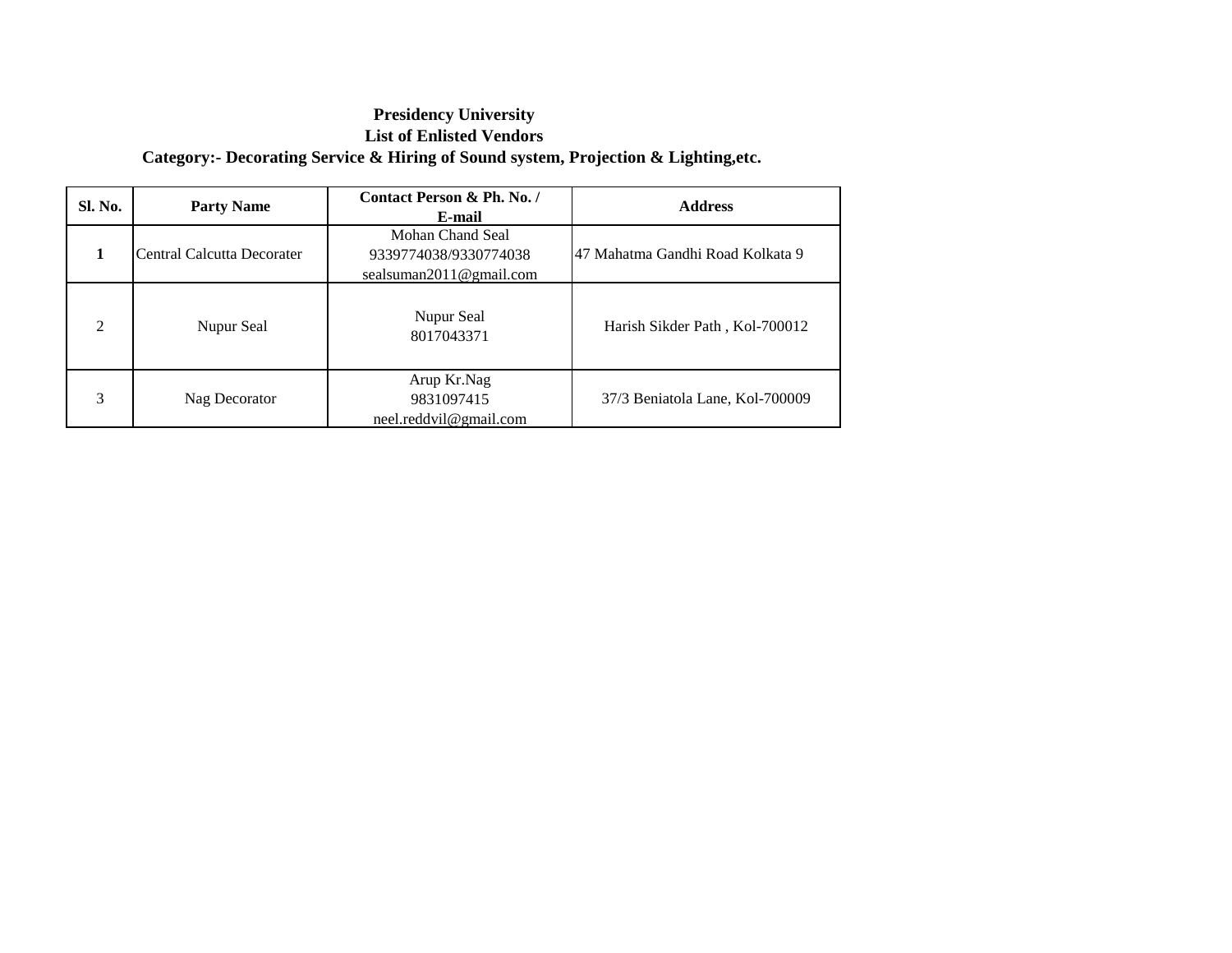**Presidency University**
**List of Enlisted Vendors**
**Category:- Decorating Service & Hiring of Sound system, Projection & Lighting,etc.**

| Sl. No. | Party Name | Contact Person & Ph. No. / E-mail | Address |
|---|---|---|---|
| **1** | Central Calcutta Decorater | Mohan Chand Seal 9339774038/9330774038 sealsuman2011@gmail.com | 47 Mahatma Gandhi Road Kolkata 9 |
| 2 | Nupur Seal | Nupur Seal 8017043371 | Harish Sikder Path , Kol-700012 |
| 3 | Nag Decorator | Arup Kr.Nag 9831097415 neel.reddvil@gmail.com | 37/3 Beniatola Lane, Kol-700009 |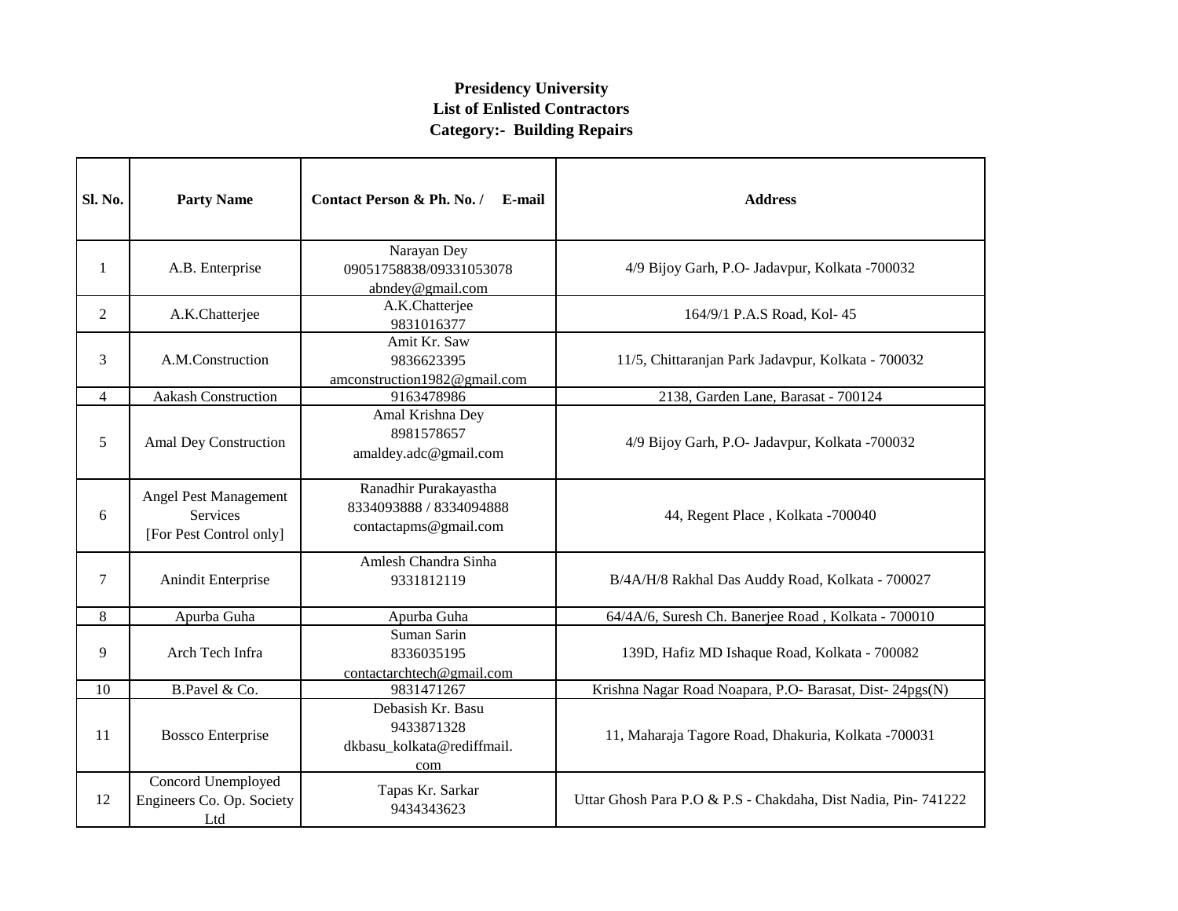**Presidency University**
**List of Enlisted Contractors**
**Category:- Building Repairs**

| Sl. No. | Party Name | Contact Person & Ph. No. / E-mail | Address |
|---|---|---|---|
| 1 | A.B. Enterprise | Narayan Dey 09051758838/09331053078 abndey@gmail.com | 4/9 Bijoy Garh, P.O- Jadavpur, Kolkata -700032 |
| 2 | A.K.Chatterjee | A.K.Chatterjee 9831016377 | 164/9/1 P.A.S Road, Kol- 45 |
| 3 | A.M.Construction | Amit Kr. Saw 9836623395 amconstruction1982@gmail.com | 11/5, Chittaranjan Park Jadavpur, Kolkata - 700032 |
| 4 | Aakash Construction | 9163478986 | 2138, Garden Lane, Barasat - 700124 |
| 5 | Amal Dey Construction | Amal Krishna Dey 8981578657 amaldey.adc@gmail.com | 4/9 Bijoy Garh, P.O- Jadavpur, Kolkata -700032 |
| 6 | Angel Pest Management Services [For Pest Control only] | Ranadhir Purakayastha 8334093888 / 8334094888 contactapms@gmail.com | 44, Regent Place , Kolkata -700040 |
| 7 | Anindit Enterprise | Amlesh Chandra Sinha 9331812119 | B/4A/H/8 Rakhal Das Auddy Road, Kolkata - 700027 |
| 8 | Apurba Guha | Apurba Guha | 64/4A/6, Suresh Ch. Banerjee Road , Kolkata - 700010 |
| 9 | Arch Tech Infra | Suman Sarin 8336035195 contactarchtech@gmail.com | 139D, Hafiz MD Ishaque Road, Kolkata - 700082 |
| 10 | B.Pavel & Co. | 9831471267 | Krishna Nagar Road Noapara, P.O- Barasat, Dist- 24pgs(N) |
| 11 | Bossco Enterprise | Debasish Kr. Basu 9433871328 dkbasu_kolkata@rediffmail.com | 11, Maharaja Tagore Road, Dhakuria, Kolkata -700031 |
| 12 | Concord Unemployed Engineers Co. Op. Society Ltd | Tapas Kr. Sarkar 9434343623 | Uttar Ghosh Para P.O & P.S - Chakdaha, Dist Nadia, Pin- 741222 |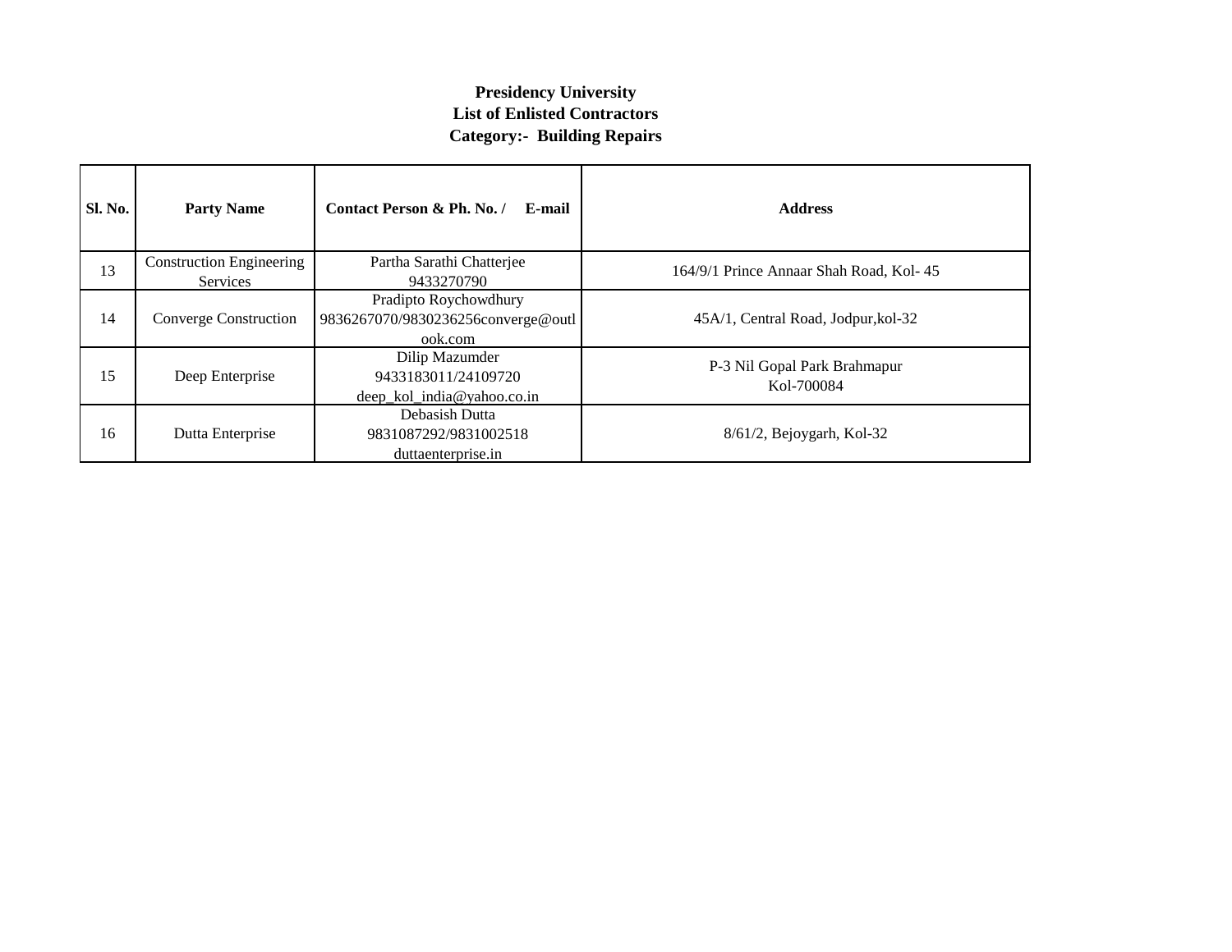**Presidency University**
**List of Enlisted Contractors**
**Category:- Building Repairs**

| Sl. No. | Party Name | Contact Person & Ph. No. / E-mail | Address |
|---|---|---|---|
| 13 | Construction Engineering Services | Partha Sarathi Chatterjee 9433270790 | 164/9/1 Prince Annaar Shah Road, Kol- 45 |
| 14 | Converge Construction | Pradipto Roychowdhury 9836267070/9830236256converge@outlook.com | 45A/1, Central Road, Jodpur,kol-32 |
| 15 | Deep Enterprise | Dilip Mazumder 9433183011/24109720 deep_kol_india@yahoo.co.in | P-3 Nil Gopal Park Brahmapur Kol-700084 |
| 16 | Dutta Enterprise | Debasish Dutta 9831087292/9831002518 duttaenterprise.in | 8/61/2, Bejoygarh, Kol-32 |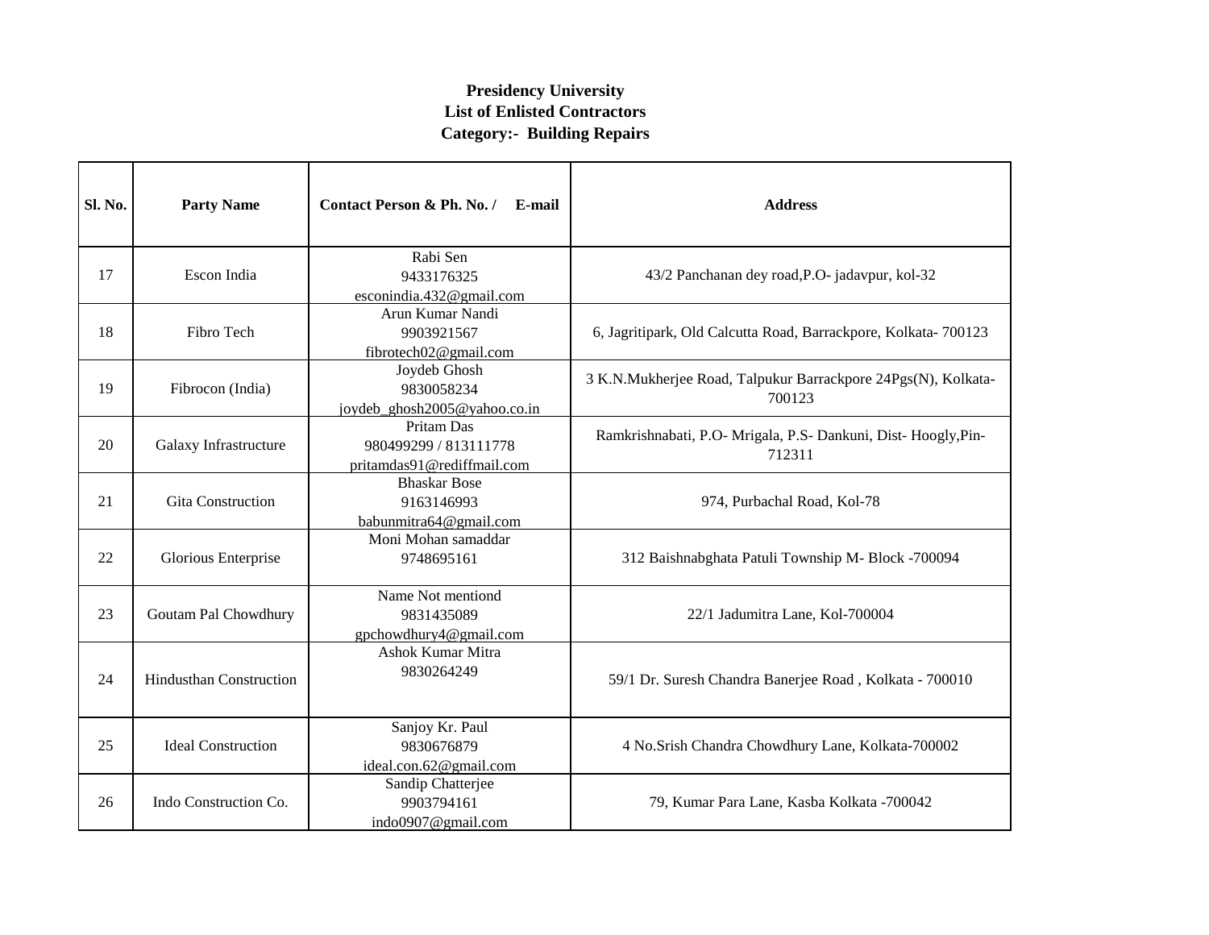**Presidency University**
**List of Enlisted Contractors**
**Category:- Building Repairs**

| Sl. No. | Party Name | Contact Person & Ph. No. / E-mail | Address |
|---|---|---|---|
| 17 | Escon India | Rabi Sen<br>9433176325<br>esconindia.432@gmail.com | 43/2 Panchanan dey road,P.O- jadavpur, kol-32 |
| 18 | Fibro Tech | Arun Kumar Nandi<br>9903921567<br>fibrotech02@gmail.com | 6, Jagritipark, Old Calcutta Road, Barrackpore, Kolkata- 700123 |
| 19 | Fibrocon (India) | Joydeb Ghosh<br>9830058234<br>joydeb_ghosh2005@yahoo.co.in | 3 K.N.Mukherjee Road, Talpukur Barrackpore 24Pgs(N), Kolkata-700123 |
| 20 | Galaxy Infrastructure | Pritam Das<br>980499299 / 813111778<br>pritamdas91@rediffmail.com | Ramkrishnabati, P.O- Mrigala, P.S- Dankuni, Dist- Hoogly,Pin-712311 |
| 21 | Gita Construction | Bhaskar Bose<br>9163146993<br>babunmitra64@gmail.com | 974, Purbachal Road, Kol-78 |
| 22 | Glorious Enterprise | Moni Mohan samaddar<br>9748695161 | 312 Baishnabghata Patuli Township M- Block -700094 |
| 23 | Goutam Pal Chowdhury | Name Not mentiond<br>9831435089<br>gpchowdhury4@gmail.com | 22/1 Jadumitra Lane, Kol-700004 |
| 24 | Hindusthan Construction | Ashok Kumar Mitra<br>9830264249 | 59/1 Dr. Suresh Chandra Banerjee Road , Kolkata - 700010 |
| 25 | Ideal Construction | Sanjoy Kr. Paul<br>9830676879<br>ideal.con.62@gmail.com | 4 No.Srish Chandra Chowdhury Lane, Kolkata-700002 |
| 26 | Indo Construction Co. | Sandip Chatterjee<br>9903794161<br>indo0907@gmail.com | 79, Kumar Para Lane, Kasba Kolkata -700042 |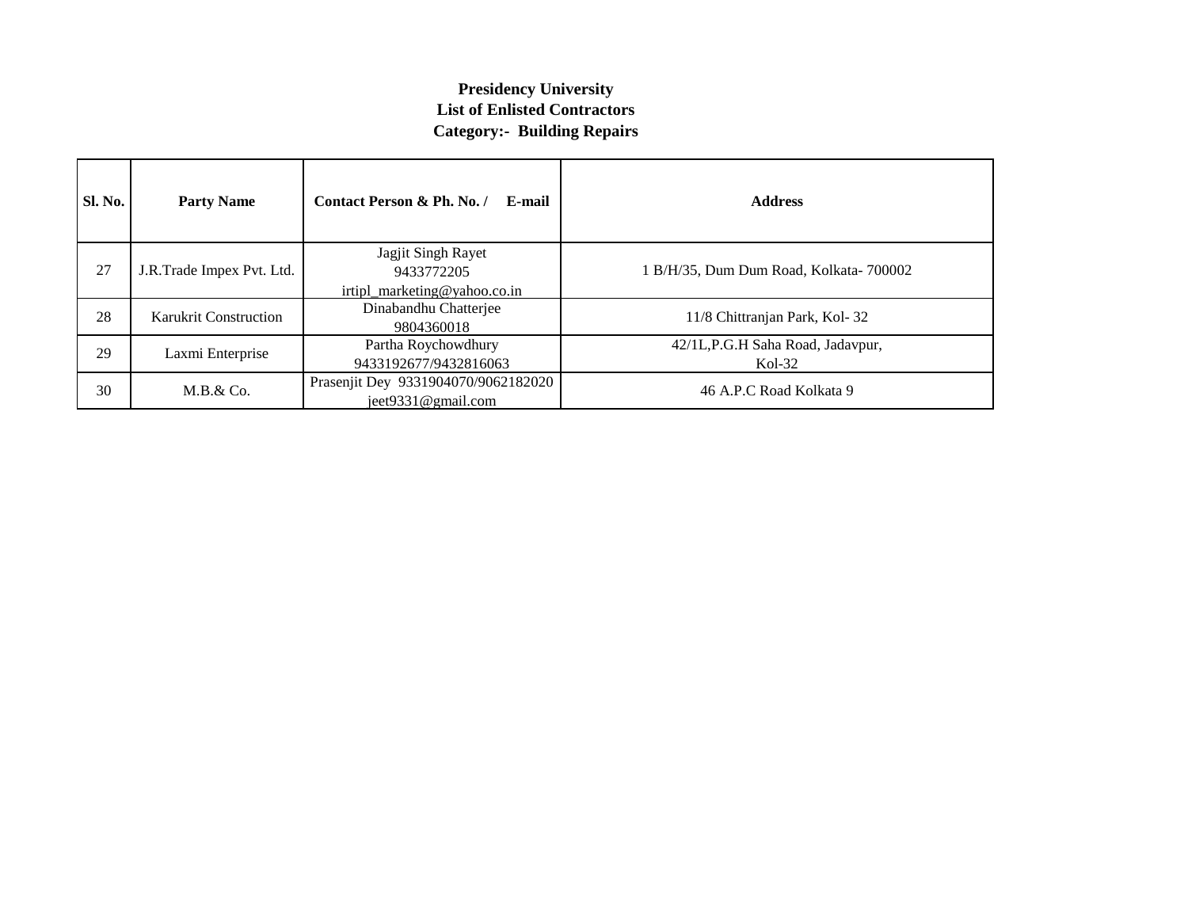**Presidency University**
**List of Enlisted Contractors**
**Category:- Building Repairs**

| Sl. No. | Party Name | Contact Person & Ph. No. / E-mail | Address |
|---|---|---|---|
| 27 | J.R.Trade Impex Pvt. Ltd. | Jagjit Singh Rayet 9433772205 irtipl_marketing@yahoo.co.in | 1 B/H/35, Dum Dum Road, Kolkata- 700002 |
| 28 | Karukrit Construction | Dinabandhu Chatterjee 9804360018 | 11/8 Chittranjan Park, Kol- 32 |
| 29 | Laxmi Enterprise | Partha Roychowdhury 9433192677/9432816063 | 42/1L,P.G.H Saha Road, Jadavpur, Kol-32 |
| 30 | M.B.& Co. | Prasenjit Dey 9331904070/9062182020 jeet9331@gmail.com | 46 A.P.C Road Kolkata 9 |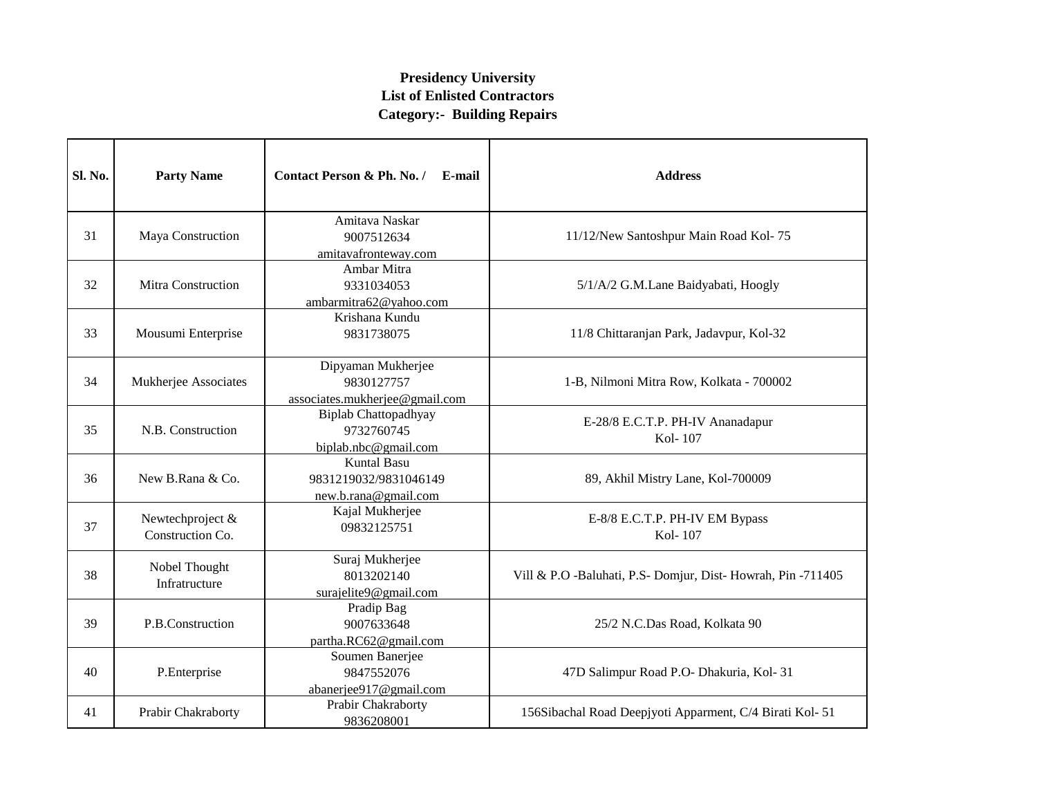**Presidency University**
**List of Enlisted Contractors**
**Category:- Building Repairs**

| Sl. No. | Party Name | Contact Person & Ph. No. / E-mail | Address |
|---|---|---|---|
| 31 | Maya Construction | Amitava Naskar<br>9007512634<br>amitavafronteway.com | 11/12/New Santoshpur Main Road Kol- 75 |
| 32 | Mitra Construction | Ambar Mitra<br>9331034053<br>ambarmitra62@yahoo.com | 5/1/A/2 G.M.Lane Baidyabati, Hoogly |
| 33 | Mousumi Enterprise | Krishana Kundu<br>9831738075 | 11/8 Chittaranjan Park, Jadavpur, Kol-32 |
| 34 | Mukherjee Associates | Dipyaman Mukherjee<br>9830127757<br>associates.mukherjee@gmail.com | 1-B, Nilmoni Mitra Row, Kolkata - 700002 |
| 35 | N.B. Construction | Biplab Chattopadhyay<br>9732760745<br>biplab.nbc@gmail.com | E-28/8 E.C.T.P. PH-IV Ananadapur<br>Kol- 107 |
| 36 | New B.Rana & Co. | Kuntal Basu<br>9831219032/9831046149<br>new.b.rana@gmail.com | 89, Akhil Mistry Lane, Kol-700009 |
| 37 | Newtechproject & Construction Co. | Kajal Mukherjee<br>09832125751 | E-8/8 E.C.T.P. PH-IV EM Bypass<br>Kol- 107 |
| 38 | Nobel Thought Infratructure | Suraj Mukherjee<br>8013202140<br>surajelite9@gmail.com | Vill & P.O -Baluhati, P.S- Domjur, Dist- Howrah, Pin -711405 |
| 39 | P.B.Construction | Pradip Bag<br>9007633648<br>partha.RC62@gmail.com | 25/2 N.C.Das Road, Kolkata 90 |
| 40 | P.Enterprise | Soumen Banerjee<br>9847552076<br>abanerjee917@gmail.com | 47D Salimpur Road P.O- Dhakuria, Kol- 31 |
| 41 | Prabir Chakraborty | Prabir Chakraborty<br>9836208001 | 156Sibachal Road Deepjyoti Apparment, C/4 Birati Kol- 51 |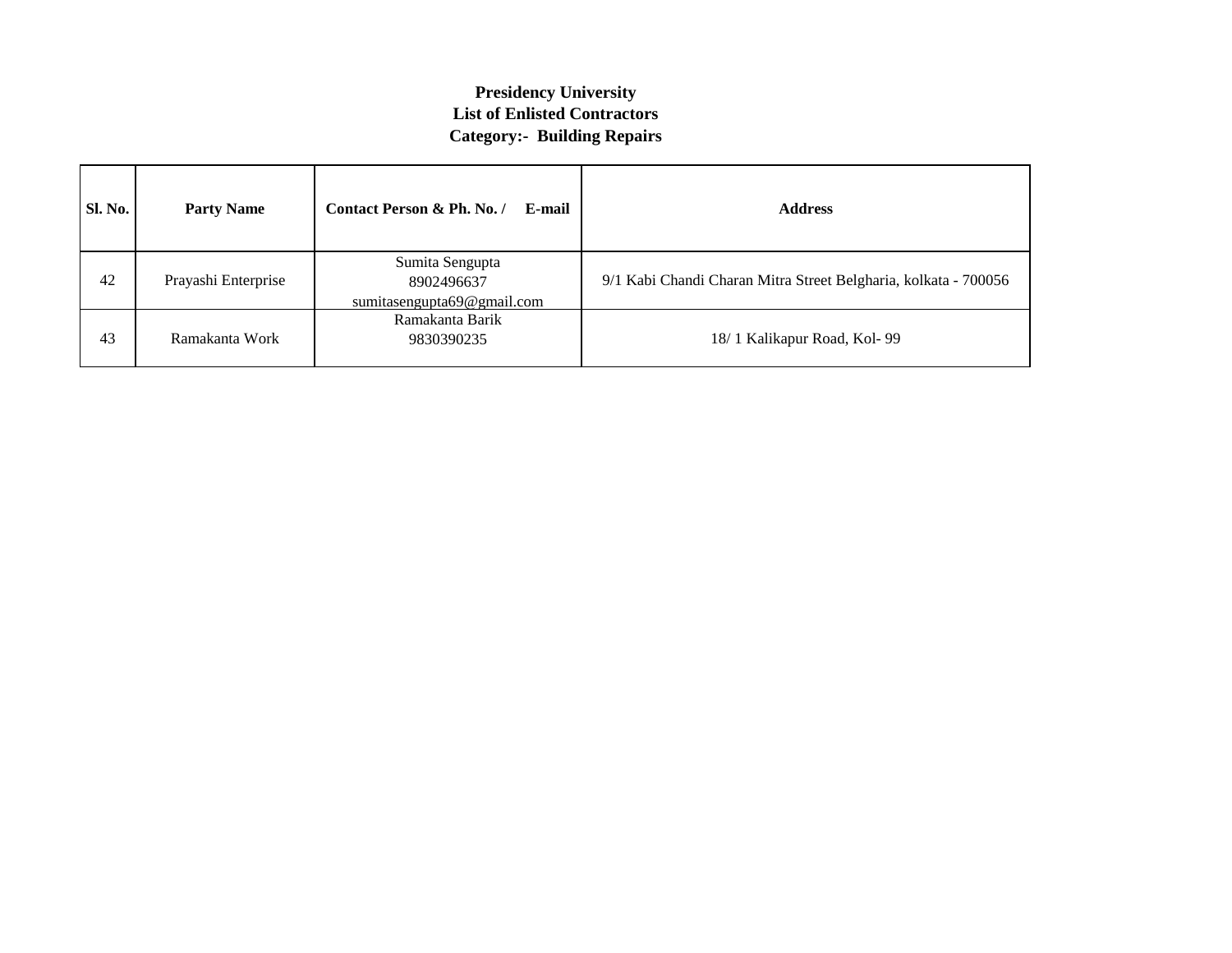**Presidency University**
**List of Enlisted Contractors**
**Category:- Building Repairs**

| Sl. No. | Party Name | Contact Person & Ph. No. / E-mail | Address |
|---|---|---|---|
| 42 | Prayashi Enterprise | Sumita Sengupta 8902496637 sumitasengupta69@gmail.com | 9/1 Kabi Chandi Charan Mitra Street Belgharia, kolkata - 700056 |
| 43 | Ramakanta Work | Ramakanta Barik 9830390235 | 18/ 1 Kalikapur Road, Kol- 99 |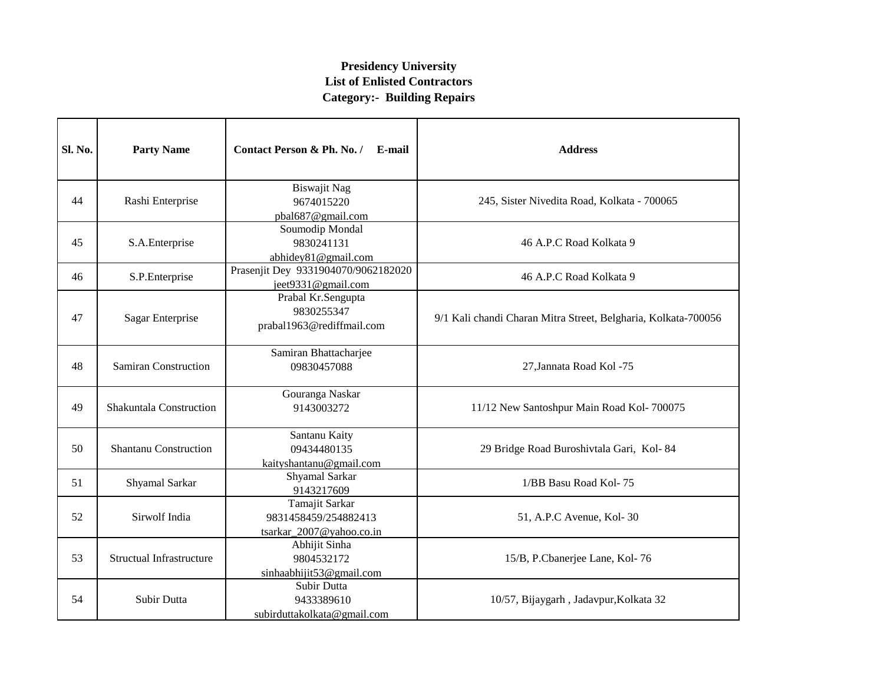**Presidency University**
**List of Enlisted Contractors**
**Category:- Building Repairs**

| Sl. No. | Party Name | Contact Person & Ph. No. / E-mail | Address |
|---|---|---|---|
| 44 | Rashi Enterprise | Biswajit Nag<br>9674015220<br>pbal687@gmail.com | 245, Sister Nivedita Road, Kolkata - 700065 |
| 45 | S.A.Enterprise | Soumodip Mondal<br>9830241131<br>abhidey81@gmail.com | 46 A.P.C Road Kolkata 9 |
| 46 | S.P.Enterprise | Prasenjit Dey 9331904070/9062182020<br>jeet9331@gmail.com | 46 A.P.C Road Kolkata 9 |
| 47 | Sagar Enterprise | Prabal Kr.Sengupta<br>9830255347<br>prabal1963@rediffmail.com | 9/1 Kali chandi Charan Mitra Street, Belgharia, Kolkata-700056 |
| 48 | Samiran Construction | Samiran Bhattacharjee<br>09830457088 | 27,Jannata Road Kol -75 |
| 49 | Shakuntala Construction | Gouranga Naskar<br>9143003272 | 11/12 New Santoshpur Main Road Kol- 700075 |
| 50 | Shantanu Construction | Santanu Kaity<br>09434480135<br>kaityshantanu@gmail.com | 29 Bridge Road Buroshivtala Gari, Kol- 84 |
| 51 | Shyamal Sarkar | Shyamal Sarkar<br>9143217609 | 1/BB Basu Road Kol- 75 |
| 52 | Sirwolf India | Tamajit Sarkar<br>9831458459/254882413<br>tsarkar_2007@yahoo.co.in | 51, A.P.C Avenue, Kol- 30 |
| 53 | Structual Infrastructure | Abhijit Sinha<br>9804532172<br>sinhaabhijit53@gmail.com | 15/B, P.Cbanerjee Lane, Kol- 76 |
| 54 | Subir Dutta | Subir Dutta<br>9433389610<br>subirduttakolkata@gmail.com | 10/57, Bijaygarh , Jadavpur,Kolkata 32 |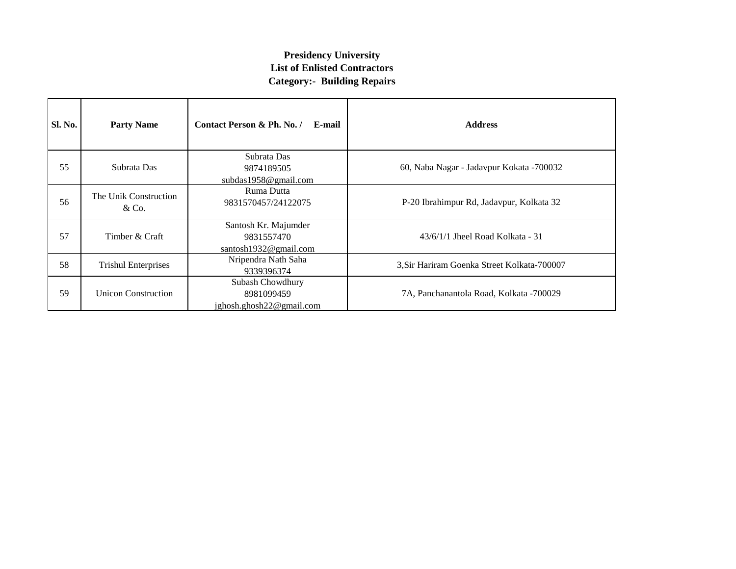**Presidency University**
**List of Enlisted Contractors**
**Category:- Building Repairs**

| Sl. No. | Party Name | Contact Person & Ph. No. / E-mail | Address |
|---|---|---|---|
| 55 | Subrata Das | Subrata Das<br>9874189505<br>subdas1958@gmail.com | 60, Naba Nagar - Jadavpur Kokata -700032 |
| 56 | The Unik Construction & Co. | Ruma Dutta<br>9831570457/24122075 | P-20 Ibrahimpur Rd, Jadavpur, Kolkata 32 |
| 57 | Timber & Craft | Santosh Kr. Majumder<br>9831557470<br>santosh1932@gmail.com | 43/6/1/1 Jheel Road Kolkata - 31 |
| 58 | Trishul Enterprises | Nripendra Nath Saha<br>9339396374 | 3,Sir Hariram Goenka Street Kolkata-700007 |
| 59 | Unicon Construction | Subash Chowdhury<br>8981099459<br>jghosh.ghosh22@gmail.com | 7A, Panchanantola Road, Kolkata -700029 |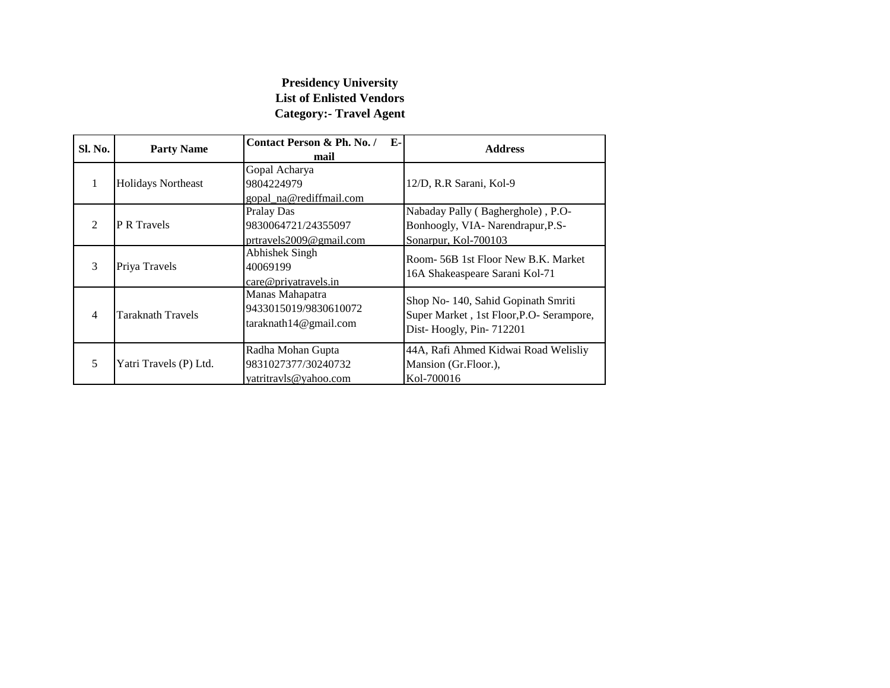**Presidency University**
**List of Enlisted Vendors**
**Category:- Travel Agent**

| Sl. No. | Party Name | Contact Person & Ph. No. / E-mail | Address |
|---|---|---|---|
| 1 | Holidays Northeast | Gopal Acharya<br>9804224979<br>gopal_na@rediffmail.com | 12/D, R.R Sarani, Kol-9 |
| 2 | P R Travels | Pralay Das<br>9830064721/24355097<br>prtravels2009@gmail.com | Nabaday Pally ( Bagherghole) , P.O-Bonhoogly, VIA- Narendrapur,P.S-Sonarpur, Kol-700103 |
| 3 | Priya Travels | Abhishek Singh<br>40069199<br>care@priyatravels.in | Room- 56B 1st Floor New B.K. Market 16A Shakeaspeare Sarani Kol-71 |
| 4 | Taraknath Travels | Manas Mahapatra<br>9433015019/9830610072<br>taraknath14@gmail.com | Shop No- 140, Sahid Gopinath Smriti Super Market , 1st Floor,P.O- Serampore, Dist- Hoogly, Pin- 712201 |
| 5 | Yatri Travels (P) Ltd. | Radha Mohan Gupta<br>9831027377/30240732<br>yatritravls@yahoo.com | 44A, Rafi Ahmed Kidwai Road Welisliy Mansion (Gr.Floor.),<br>Kol-700016 |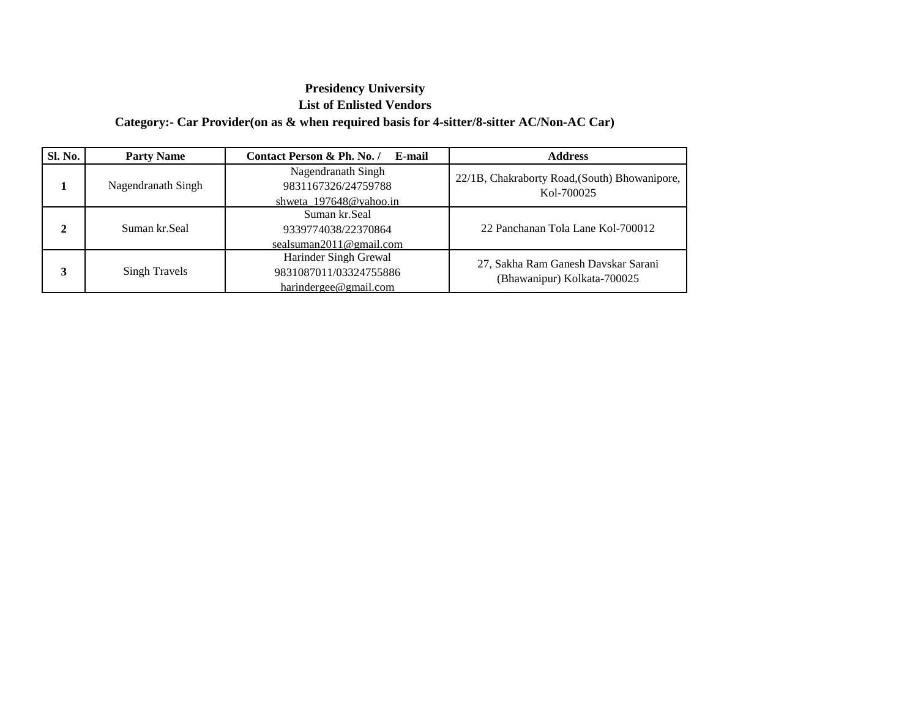**Presidency University**

**List of Enlisted Vendors**

**Category:- Car Provider(on as & when required basis for 4-sitter/8-sitter AC/Non-AC Car)**

| Sl. No. | Party Name | Contact Person & Ph. No. / E-mail | Address |
|---|---|---|---|
| **1** | Nagendranath Singh | Nagendranath Singh<br>9831167326/24759788<br>shweta_197648@yahoo.in | 22/1B, Chakraborty Road,(South) Bhowanipore, Kol-700025 |
| **2** | Suman kr.Seal | Suman kr.Seal<br>9339774038/22370864<br>sealsuman2011@gmail.com | 22 Panchanan Tola Lane Kol-700012 |
| **3** | Singh Travels | Harinder Singh Grewal<br>9831087011/03324755886<br>harindergee@gmail.com | 27, Sakha Ram Ganesh Davskar Sarani (Bhawanipur) Kolkata-700025 |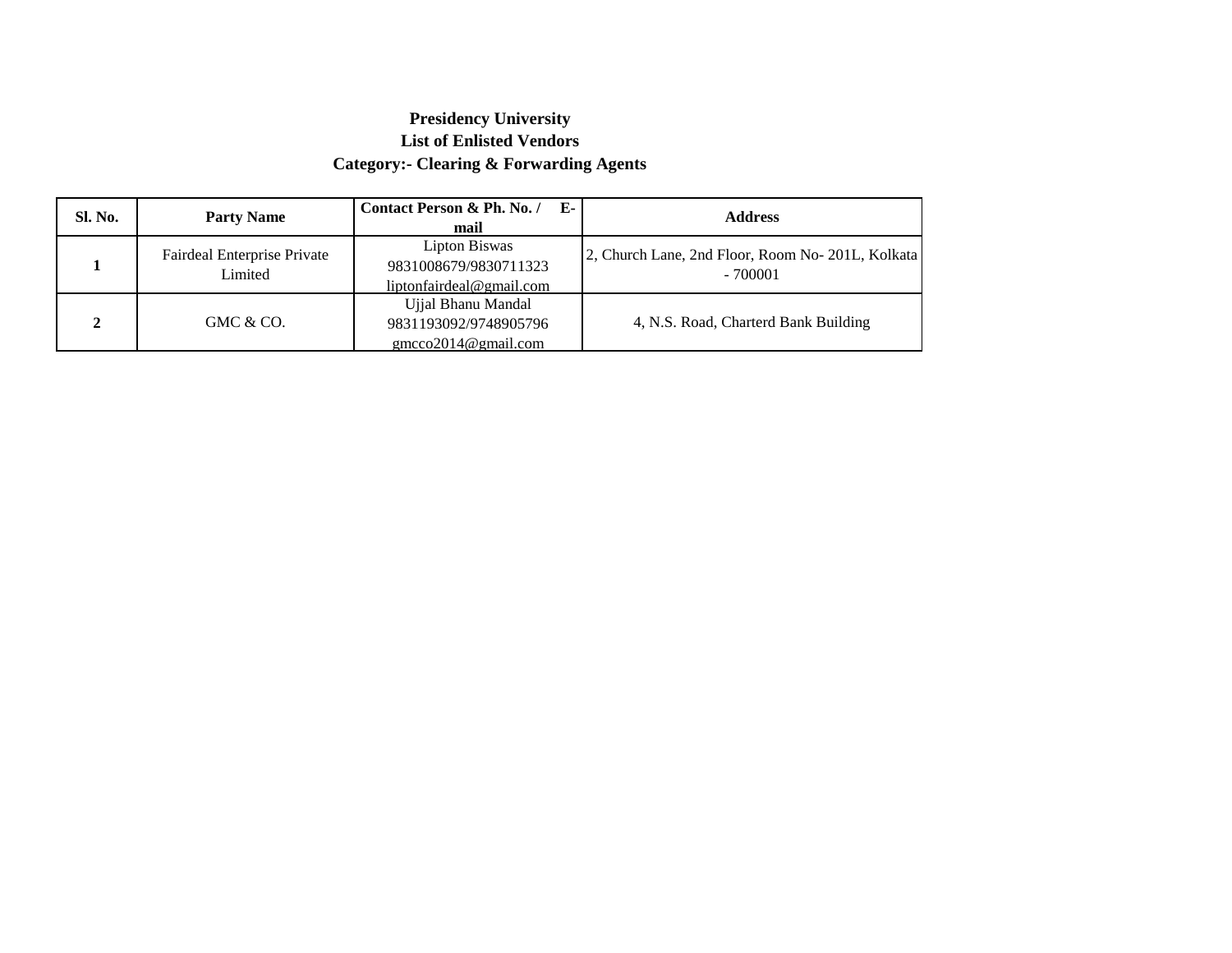**Presidency University**

**List of Enlisted Vendors**

**Category:- Clearing & Forwarding Agents**

| Sl. No. | Party Name | Contact Person & Ph. No. / E-mail | Address |
|---|---|---|---|
| **1** | Fairdeal Enterprise Private Limited | Lipton Biswas 9831008679/9830711323 liptonfairdeal@gmail.com | 2, Church Lane, 2nd Floor, Room No- 201L, Kolkata - 700001 |
| **2** | GMC & CO. | Ujjal Bhanu Mandal 9831193092/9748905796 gmcco2014@gmail.com | 4, N.S. Road, Charterd Bank Building |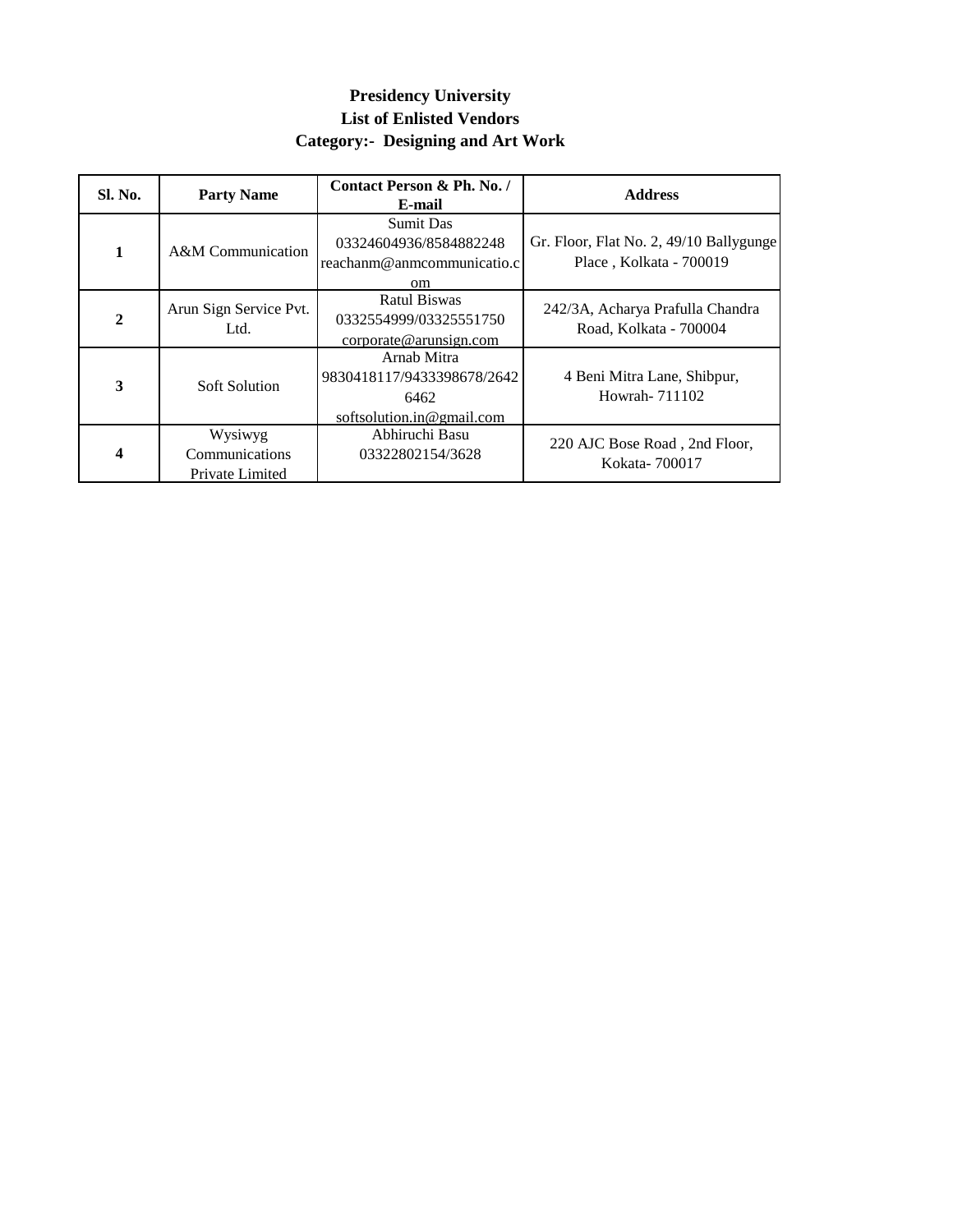**Presidency University**
**List of Enlisted Vendors**
**Category:- Designing and Art Work**

| Sl. No. | Party Name | Contact Person & Ph. No. / E-mail | Address |
|---|---|---|---|
| **1** | A&M Communication | Sumit Das<br>03324604936/8584882248<br>reachanm@anmcommunicatio.com | Gr. Floor, Flat No. 2, 49/10 Ballygunge Place , Kolkata - 700019 |
| **2** | Arun Sign Service Pvt. Ltd. | Ratul Biswas<br>0332554999/03325551750<br>corporate@arunsign.com | 242/3A, Acharya Prafulla Chandra Road, Kolkata - 700004 |
| **3** | Soft Solution | Arnab Mitra<br>9830418117/9433398678/26426462<br>softsolution.in@gmail.com | 4 Beni Mitra Lane, Shibpur, Howrah- 711102 |
| **4** | Wysiwyg Communications Private Limited | Abhiruchi Basu<br>03322802154/3628 | 220 AJC Bose Road , 2nd Floor, Kokata- 700017 |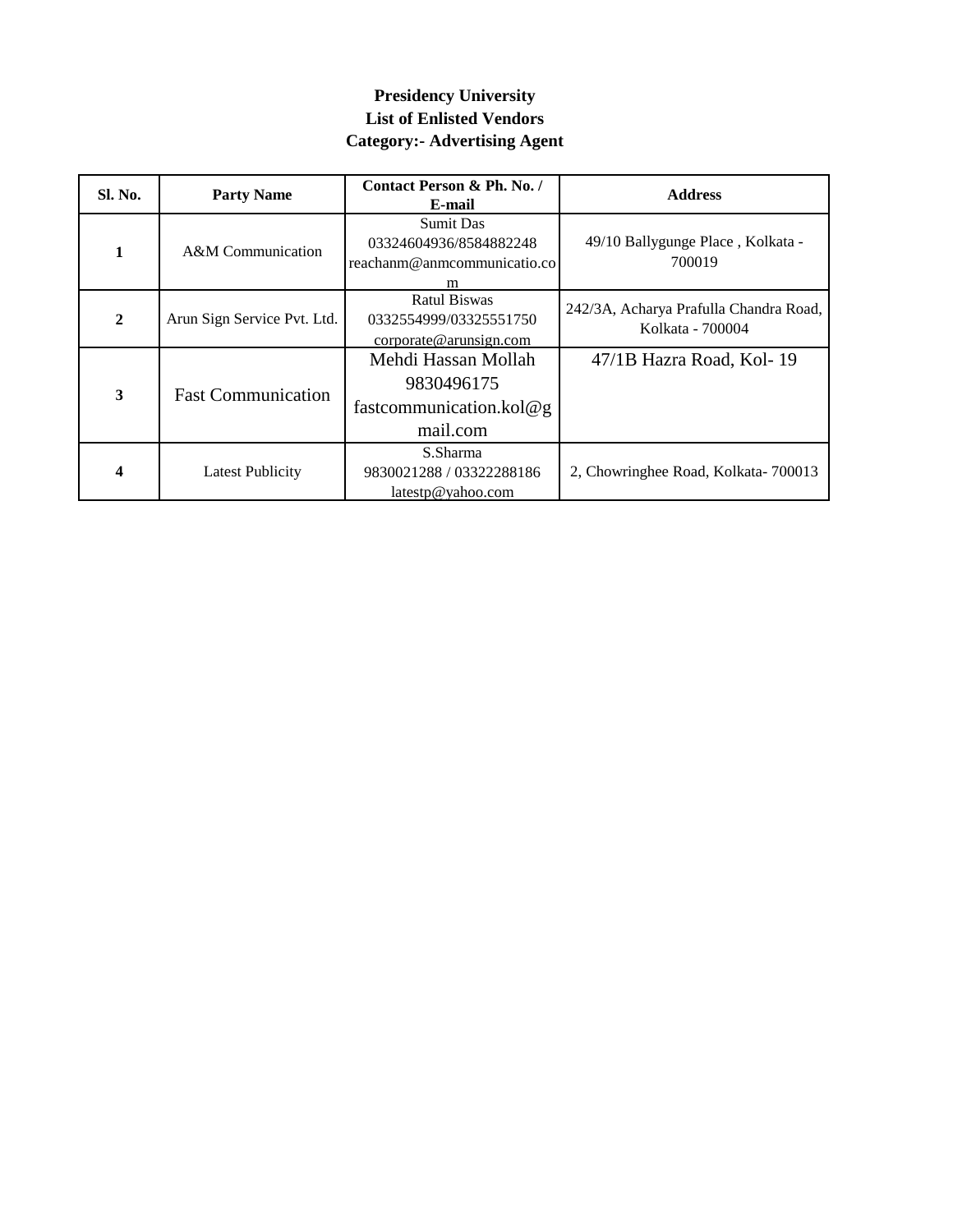**Presidency University**
**List of Enlisted Vendors**
**Category:- Advertising Agent**

| Sl. No. | Party Name | Contact Person & Ph. No. / E-mail | Address |
|---|---|---|---|
| **1** | A&M Communication | Sumit Das 03324604936/8584882248 reachanm@anmcommunicatio.com | 49/10 Ballygunge Place , Kolkata - 700019 |
| **2** | Arun Sign Service Pvt. Ltd. | Ratul Biswas 0332554999/03325551750 corporate@arunsign.com | 242/3A, Acharya Prafulla Chandra Road, Kolkata - 700004 |
| **3** | Fast Communication | Mehdi Hassan Mollah 9830496175 fastcommunication.kol@gmail.com | 47/1B Hazra Road, Kol- 19 |
| **4** | Latest Publicity | S.Sharma 9830021288 / 03322288186 latestp@yahoo.com | 2, Chowringhee Road, Kolkata- 700013 |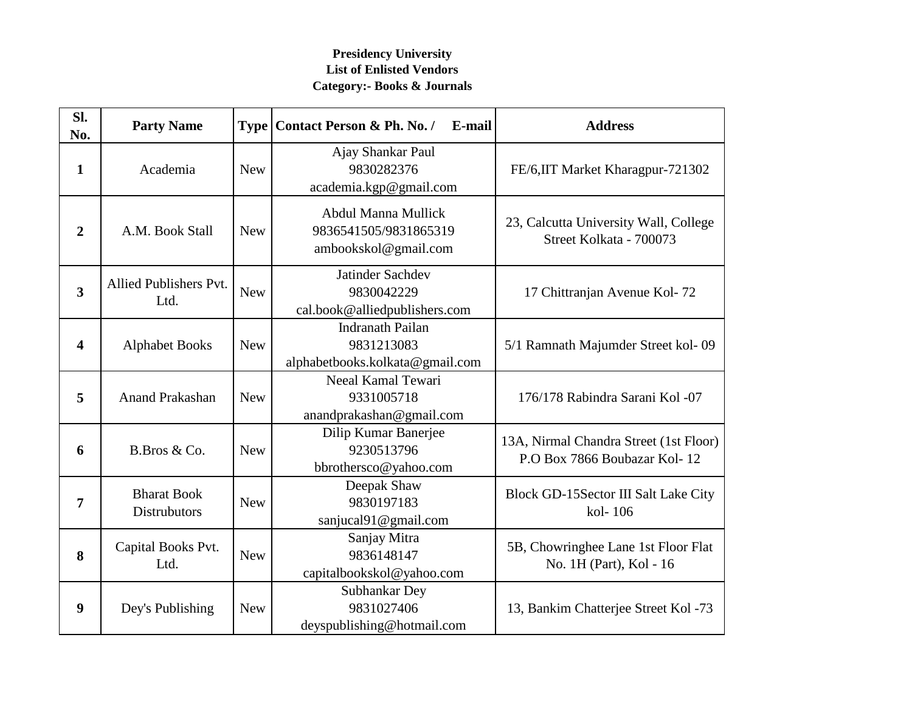**Presidency University**
**List of Enlisted Vendors**
**Category:- Books & Journals**

| Sl. No. | Party Name | Type | Contact Person & Ph. No. / E-mail | Address |
|---|---|---|---|---|
| **1** | Academia | New | Ajay Shankar Paul 9830282376 academia.kgp@gmail.com | FE/6,IIT Market Kharagpur-721302 |
| **2** | A.M. Book Stall | New | Abdul Manna Mullick 9836541505/9831865319 ambookskol@gmail.com | 23, Calcutta University Wall, College Street Kolkata - 700073 |
| **3** | Allied Publishers Pvt. Ltd. | New | Jatinder Sachdev 9830042229 cal.book@alliedpublishers.com | 17 Chittranjan Avenue Kol- 72 |
| **4** | Alphabet Books | New | Indranath Pailan 9831213083 alphabetbooks.kolkata@gmail.com | 5/1 Ramnath Majumder Street kol- 09 |
| **5** | Anand Prakashan | New | Neeal Kamal Tewari 9331005718 anandprakashan@gmail.com | 176/178 Rabindra Sarani Kol -07 |
| **6** | B.Bros & Co. | New | Dilip Kumar Banerjee 9230513796 bbrothersco@yahoo.com | 13A, Nirmal Chandra Street (1st Floor) P.O Box 7866 Boubazar Kol- 12 |
| **7** | Bharat Book Distrubutors | New | Deepak Shaw 9830197183 sanjucal91@gmail.com | Block GD-15Sector III Salt Lake City kol- 106 |
| **8** | Capital Books Pvt. Ltd. | New | Sanjay Mitra 9836148147 capitalbookskol@yahoo.com | 5B, Chowringhee Lane 1st Floor Flat No. 1H (Part), Kol - 16 |
| **9** | Dey's Publishing | New | Subhankar Dey 9831027406 deyspublishing@hotmail.com | 13, Bankim Chatterjee Street Kol -73 |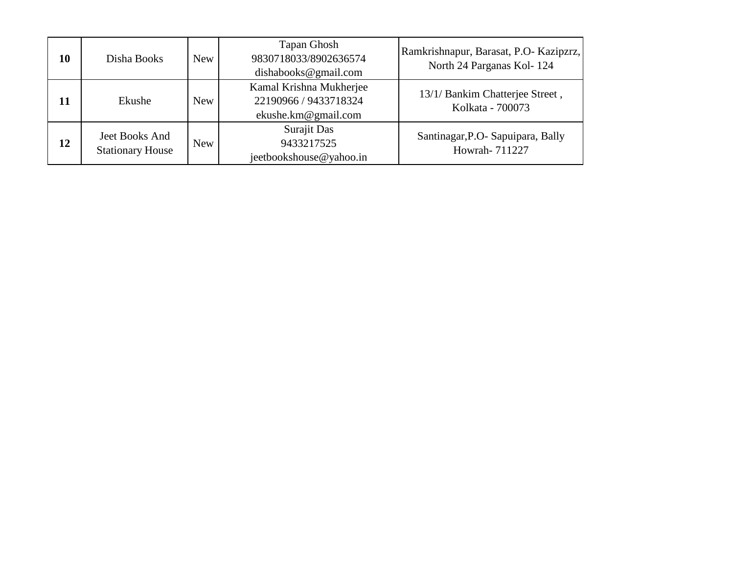| | | | | |
|---|---|---|---|---|
| **10** | Disha Books | New | Tapan Ghosh<br>9830718033/8902636574<br>dishabooks@gmail.com | Ramkrishnapur, Barasat, P.O- Kazipzrz, North 24 Parganas Kol- 124 |
| **11** | Ekushe | New | Kamal Krishna Mukherjee<br>22190966 / 9433718324<br>ekushe.km@gmail.com | 13/1/ Bankim Chatterjee Street , Kolkata - 700073 |
| **12** | Jeet Books And Stationary House | New | Surajit Das<br>9433217525<br>jeetbookshouse@yahoo.in | Santinagar,P.O- Sapuipara, Bally Howrah- 711227 |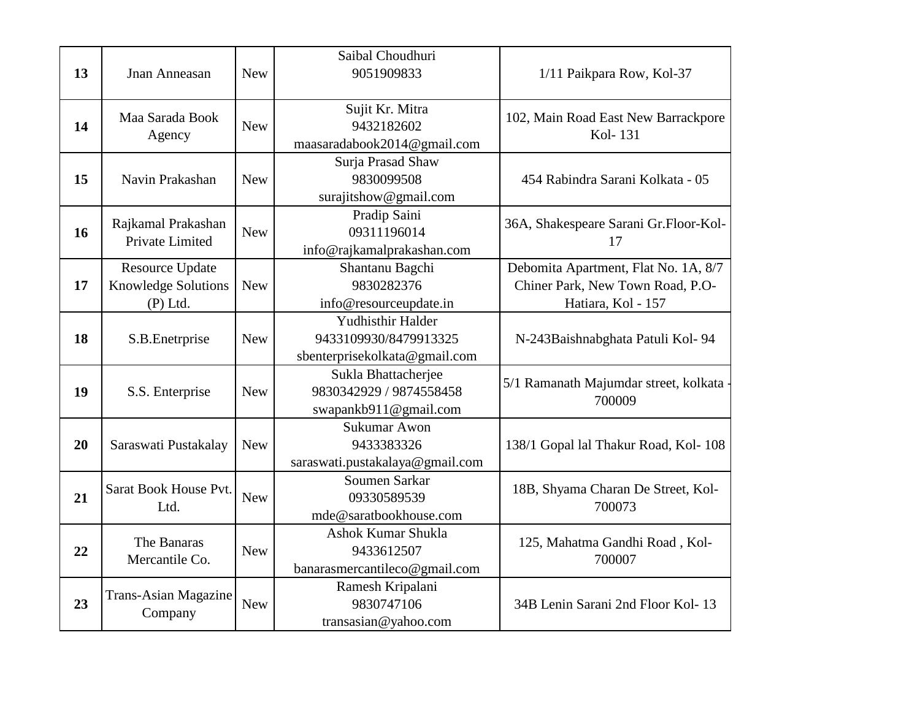| 13 | Jnan Anneasan | New | Saibal Choudhuri 9051909833 | 1/11 Paikpara Row, Kol-37 |
|---|---|---|---|---|
| 14 | Maa Sarada Book Agency | New | Sujit Kr. Mitra 9432182602 maasaradabook2014@gmail.com | 102, Main Road East New Barrackpore Kol- 131 |
| 15 | Navin Prakashan | New | Surja Prasad Shaw 9830099508 surajitshow@gmail.com | 454 Rabindra Sarani Kolkata - 05 |
| 16 | Rajkamal Prakashan Private Limited | New | Pradip Saini 09311196014 info@rajkamalprakashan.com | 36A, Shakespeare Sarani Gr.Floor-Kol-17 |
| 17 | Resource Update Knowledge Solutions (P) Ltd. | New | Shantanu Bagchi 9830282376 info@resourceupdate.in | Debomita Apartment, Flat No. 1A, 8/7 Chiner Park, New Town Road, P.O-Hatiara, Kol - 157 |
| 18 | S.B.Enetrprise | New | Yudhisthir Halder 9433109930/8479913325 sbenterprisekolkata@gmail.com | N-243Baishnabghata Patuli Kol- 94 |
| 19 | S.S. Enterprise | New | Sukla Bhattacherjee 9830342929 / 9874558458 swapankb911@gmail.com | 5/1 Ramanath Majumdar street, kolkata - 700009 |
| 20 | Saraswati Pustakalay | New | Sukumar Awon 9433383326 saraswati.pustakalaya@gmail.com | 138/1 Gopal lal Thakur Road, Kol- 108 |
| 21 | Sarat Book House Pvt. Ltd. | New | Soumen Sarkar 09330589539 mde@saratbookhouse.com | 18B, Shyama Charan De Street, Kol-700073 |
| 22 | The Banaras Mercantile Co. | New | Ashok Kumar Shukla 9433612507 banarasmercantileco@gmail.com | 125, Mahatma Gandhi Road , Kol-700007 |
| 23 | Trans-Asian Magazine Company | New | Ramesh Kripalani 9830747106 transasian@yahoo.com | 34B Lenin Sarani 2nd Floor Kol- 13 |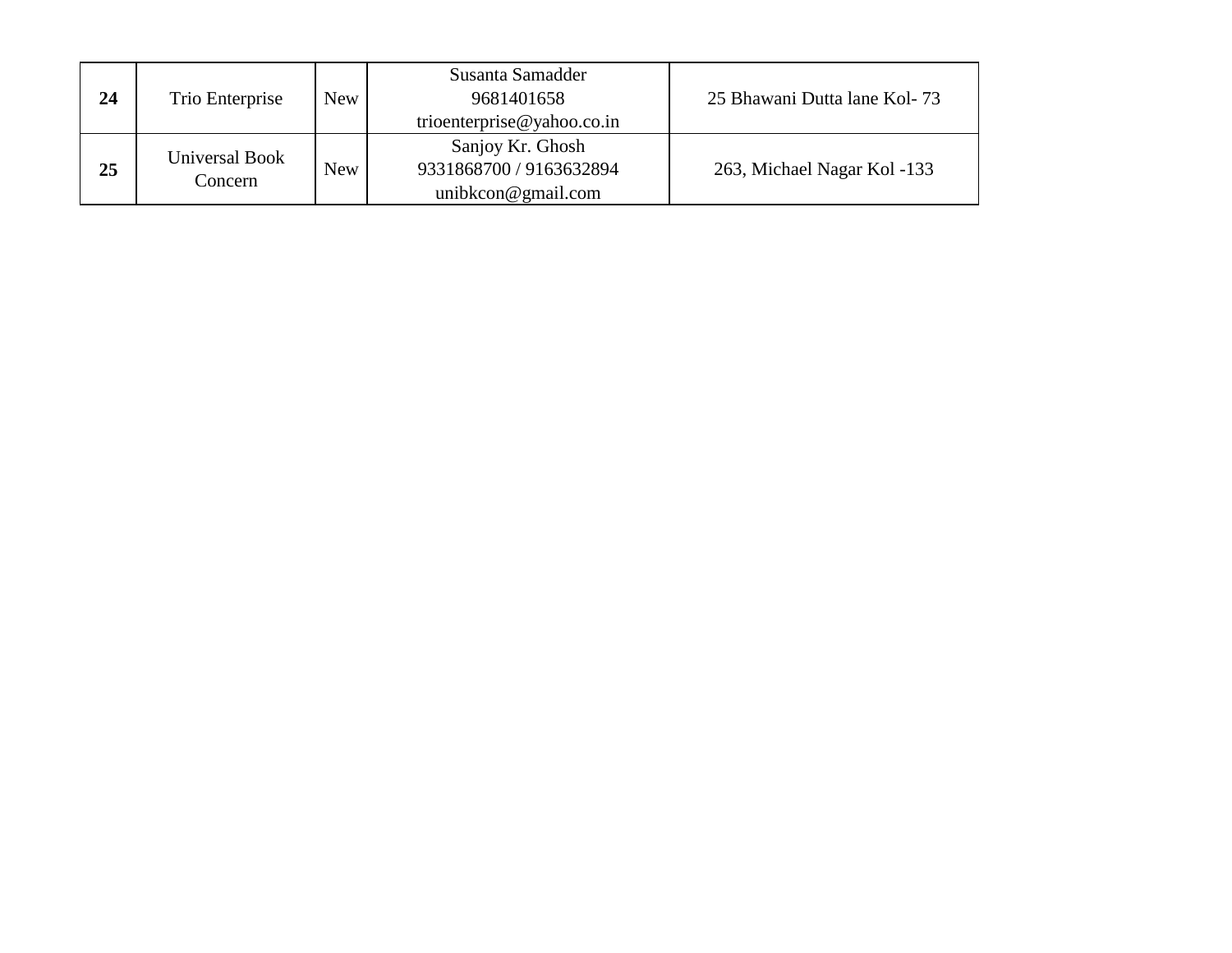| | | | | |
|---|---|---|---|---|
| **24** | Trio Enterprise | New | Susanta Samadder<br>9681401658<br>trioenterprise@yahoo.co.in | 25 Bhawani Dutta lane Kol- 73 |
| **25** | Universal Book Concern | New | Sanjoy Kr. Ghosh<br>9331868700 / 9163632894<br>unibkcon@gmail.com | 263, Michael Nagar Kol -133 |